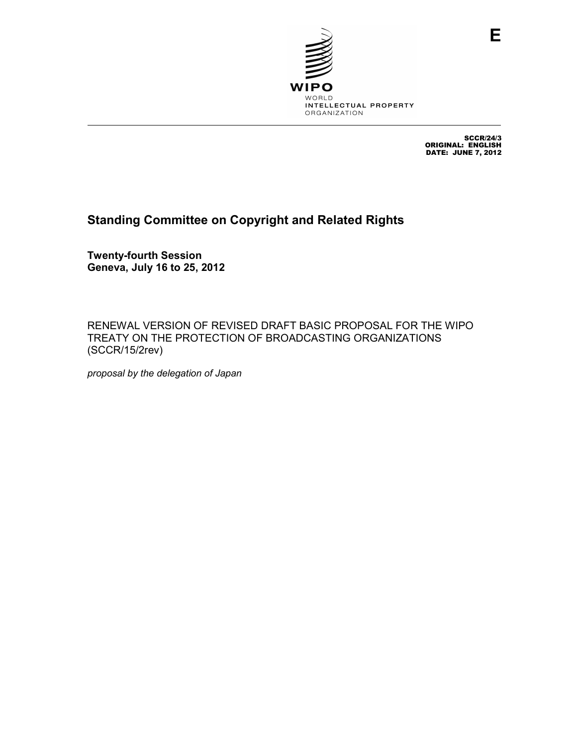E

WIPO
WORLD
INTELLECTUAL PROPERTY
ORGANIZATION

SCCR/24/3
ORIGINAL: ENGLISH
DATE: JUNE 7, 2012

# Standing Committee on Copyright and Related Rights

**Twenty-fourth Session**
**Geneva, July 16 to 25, 2012**

RENEWAL VERSION OF REVISED DRAFT BASIC PROPOSAL FOR THE WIPO TREATY ON THE PROTECTION OF BROADCASTING ORGANIZATIONS (SCCR/15/2rev)

*proposal by the delegation of Japan*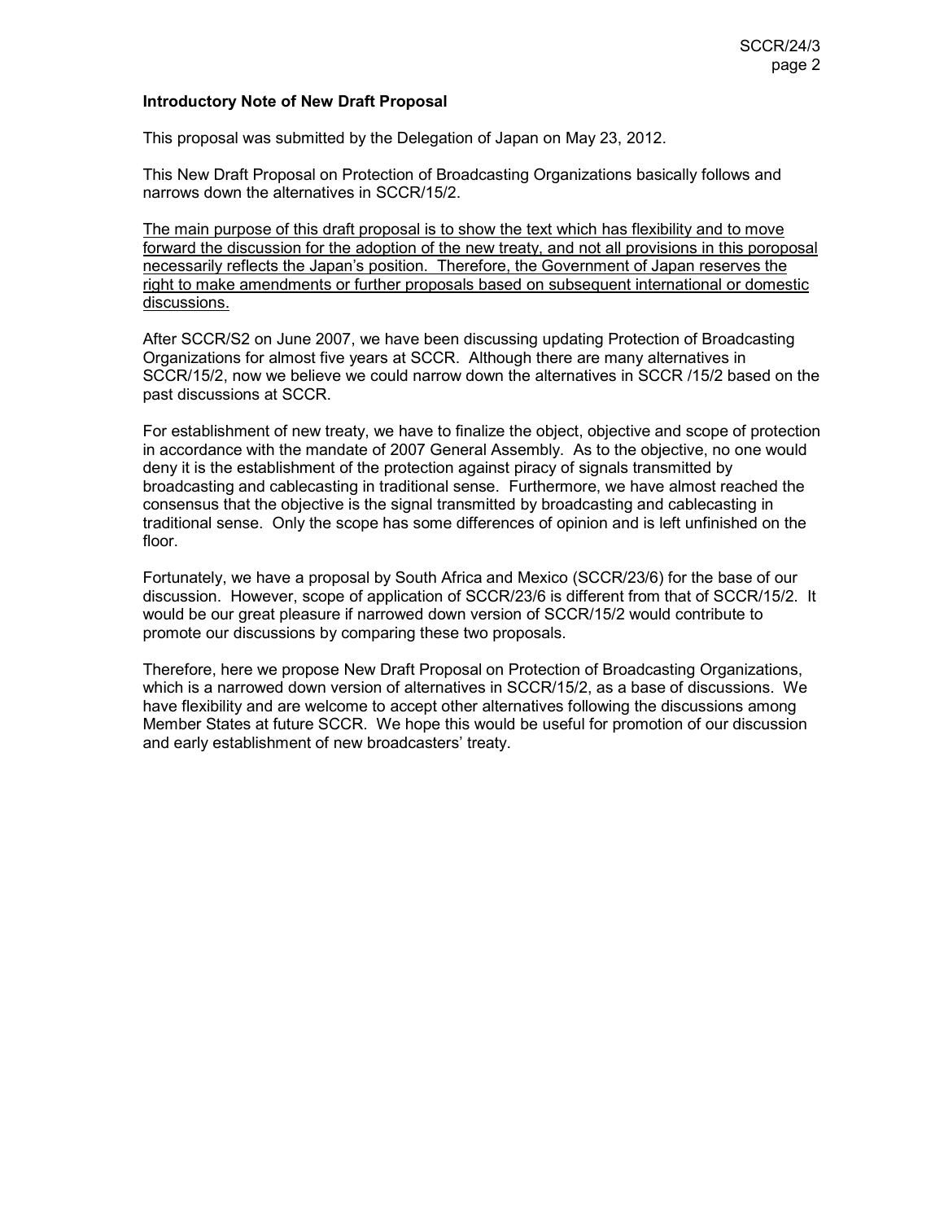**Introductory Note of New Draft Proposal**

This proposal was submitted by the Delegation of Japan on May 23, 2012.

This New Draft Proposal on Protection of Broadcasting Organizations basically follows and narrows down the alternatives in SCCR/15/2.

<u>The main purpose of this draft proposal is to show the text which has flexibility and to move forward the discussion for the adoption of the new treaty, and not all provisions in this poroposal necessarily reflects the Japan's position. Therefore, the Government of Japan reserves the right to make amendments or further proposals based on subsequent international or domestic discussions.</u>

After SCCR/S2 on June 2007, we have been discussing updating Protection of Broadcasting Organizations for almost five years at SCCR. Although there are many alternatives in SCCR/15/2, now we believe we could narrow down the alternatives in SCCR /15/2 based on the past discussions at SCCR.

For establishment of new treaty, we have to finalize the object, objective and scope of protection in accordance with the mandate of 2007 General Assembly. As to the objective, no one would deny it is the establishment of the protection against piracy of signals transmitted by broadcasting and cablecasting in traditional sense. Furthermore, we have almost reached the consensus that the objective is the signal transmitted by broadcasting and cablecasting in traditional sense. Only the scope has some differences of opinion and is left unfinished on the floor.

Fortunately, we have a proposal by South Africa and Mexico (SCCR/23/6) for the base of our discussion. However, scope of application of SCCR/23/6 is different from that of SCCR/15/2. It would be our great pleasure if narrowed down version of SCCR/15/2 would contribute to promote our discussions by comparing these two proposals.

Therefore, here we propose New Draft Proposal on Protection of Broadcasting Organizations, which is a narrowed down version of alternatives in SCCR/15/2, as a base of discussions. We have flexibility and are welcome to accept other alternatives following the discussions among Member States at future SCCR. We hope this would be useful for promotion of our discussion and early establishment of new broadcasters' treaty.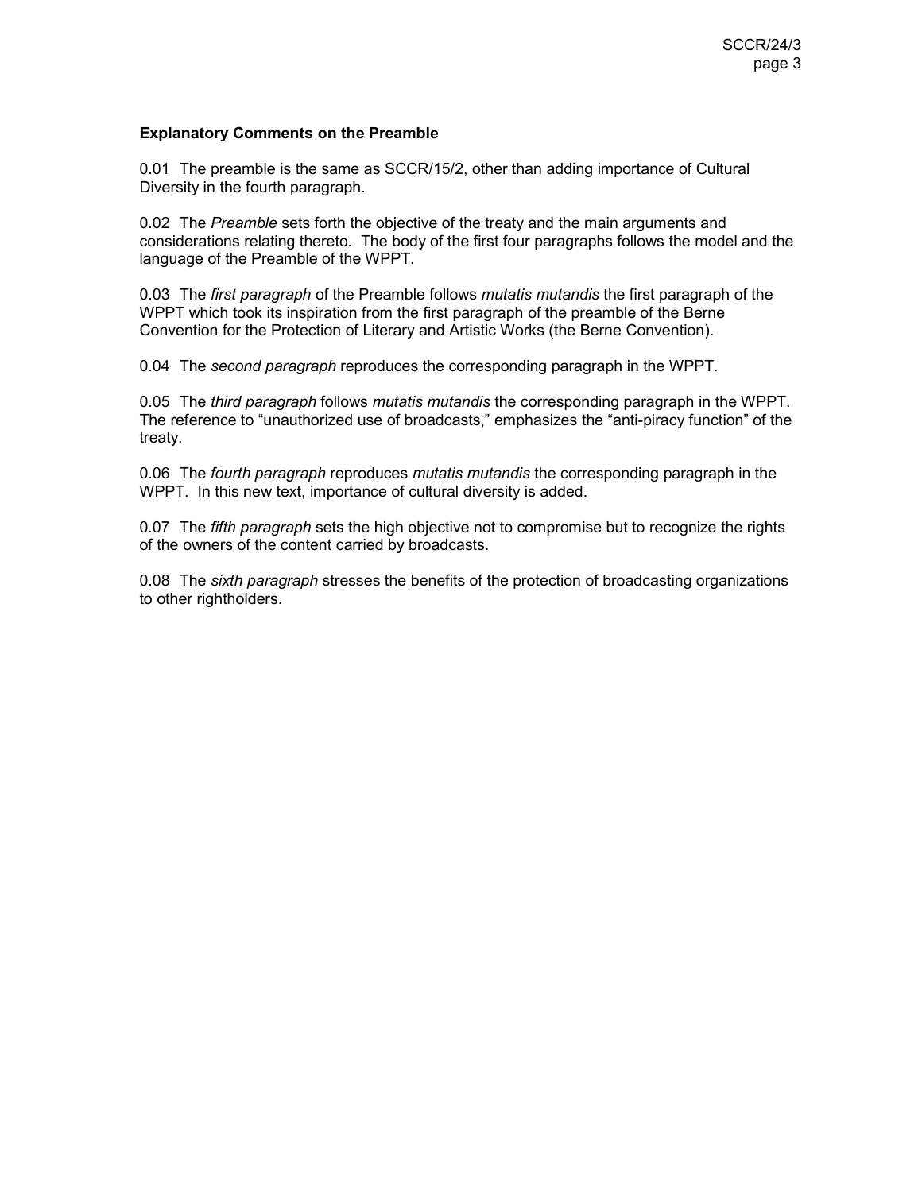**Explanatory Comments on the Preamble**

0.01 The preamble is the same as SCCR/15/2, other than adding importance of Cultural Diversity in the fourth paragraph.

0.02 The *Preamble* sets forth the objective of the treaty and the main arguments and considerations relating thereto. The body of the first four paragraphs follows the model and the language of the Preamble of the WPPT.

0.03 The *first paragraph* of the Preamble follows *mutatis mutandis* the first paragraph of the WPPT which took its inspiration from the first paragraph of the preamble of the Berne Convention for the Protection of Literary and Artistic Works (the Berne Convention).

0.04 The *second paragraph* reproduces the corresponding paragraph in the WPPT.

0.05 The *third paragraph* follows *mutatis mutandis* the corresponding paragraph in the WPPT. The reference to "unauthorized use of broadcasts," emphasizes the "anti-piracy function" of the treaty.

0.06 The *fourth paragraph* reproduces *mutatis mutandis* the corresponding paragraph in the WPPT. In this new text, importance of cultural diversity is added.

0.07 The *fifth paragraph* sets the high objective not to compromise but to recognize the rights of the owners of the content carried by broadcasts.

0.08 The *sixth paragraph* stresses the benefits of the protection of broadcasting organizations to other rightholders.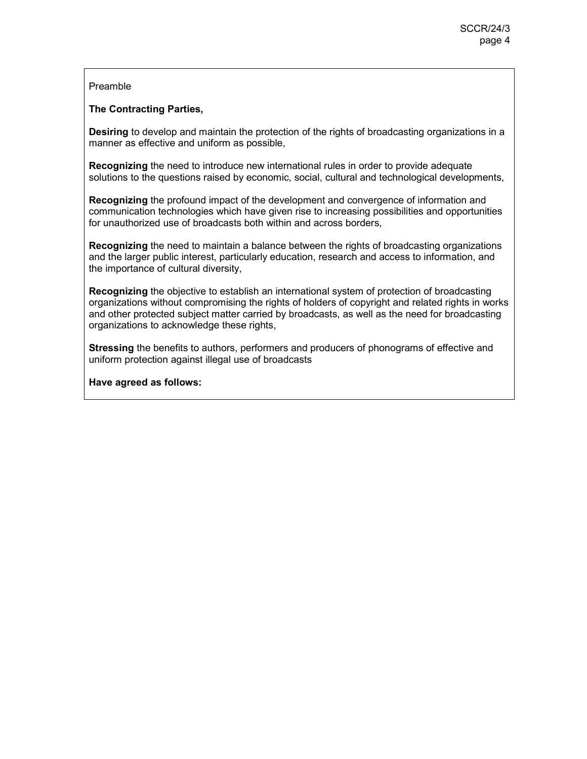Preamble

**The Contracting Parties,**

**Desiring** to develop and maintain the protection of the rights of broadcasting organizations in a manner as effective and uniform as possible,

**Recognizing** the need to introduce new international rules in order to provide adequate solutions to the questions raised by economic, social, cultural and technological developments,

**Recognizing** the profound impact of the development and convergence of information and communication technologies which have given rise to increasing possibilities and opportunities for unauthorized use of broadcasts both within and across borders,

**Recognizing** the need to maintain a balance between the rights of broadcasting organizations and the larger public interest, particularly education, research and access to information, and the importance of cultural diversity,

**Recognizing** the objective to establish an international system of protection of broadcasting organizations without compromising the rights of holders of copyright and related rights in works and other protected subject matter carried by broadcasts, as well as the need for broadcasting organizations to acknowledge these rights,

**Stressing** the benefits to authors, performers and producers of phonograms of effective and uniform protection against illegal use of broadcasts

**Have agreed as follows:**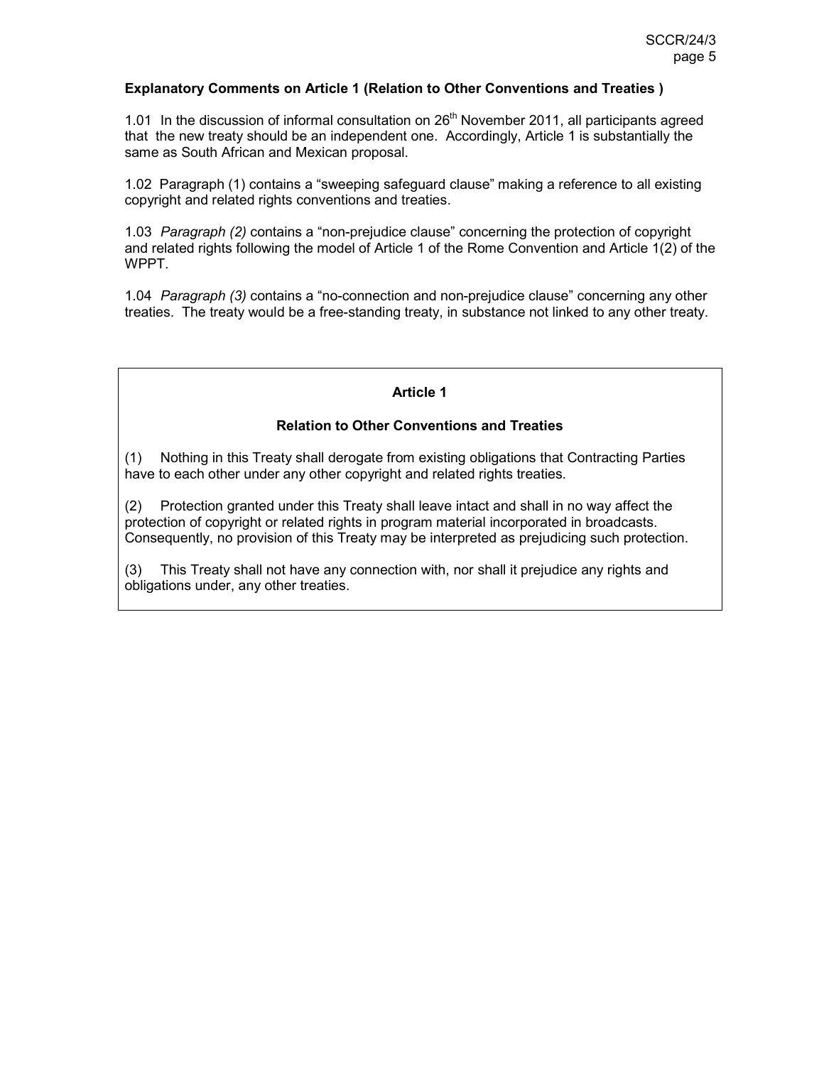**Explanatory Comments on Article 1 (Relation to Other Conventions and Treaties )**

1.01 In the discussion of informal consultation on 26th November 2011, all participants agreed that the new treaty should be an independent one. Accordingly, Article 1 is substantially the same as South African and Mexican proposal.

1.02 Paragraph (1) contains a "sweeping safeguard clause" making a reference to all existing copyright and related rights conventions and treaties.

1.03 *Paragraph (2)* contains a "non-prejudice clause" concerning the protection of copyright and related rights following the model of Article 1 of the Rome Convention and Article 1(2) of the WPPT.

1.04 *Paragraph (3)* contains a "no-connection and non-prejudice clause" concerning any other treaties. The treaty would be a free-standing treaty, in substance not linked to any other treaty.

**Article 1**

**Relation to Other Conventions and Treaties**

(1) Nothing in this Treaty shall derogate from existing obligations that Contracting Parties have to each other under any other copyright and related rights treaties.

(2) Protection granted under this Treaty shall leave intact and shall in no way affect the protection of copyright or related rights in program material incorporated in broadcasts. Consequently, no provision of this Treaty may be interpreted as prejudicing such protection.

(3) This Treaty shall not have any connection with, nor shall it prejudice any rights and obligations under, any other treaties.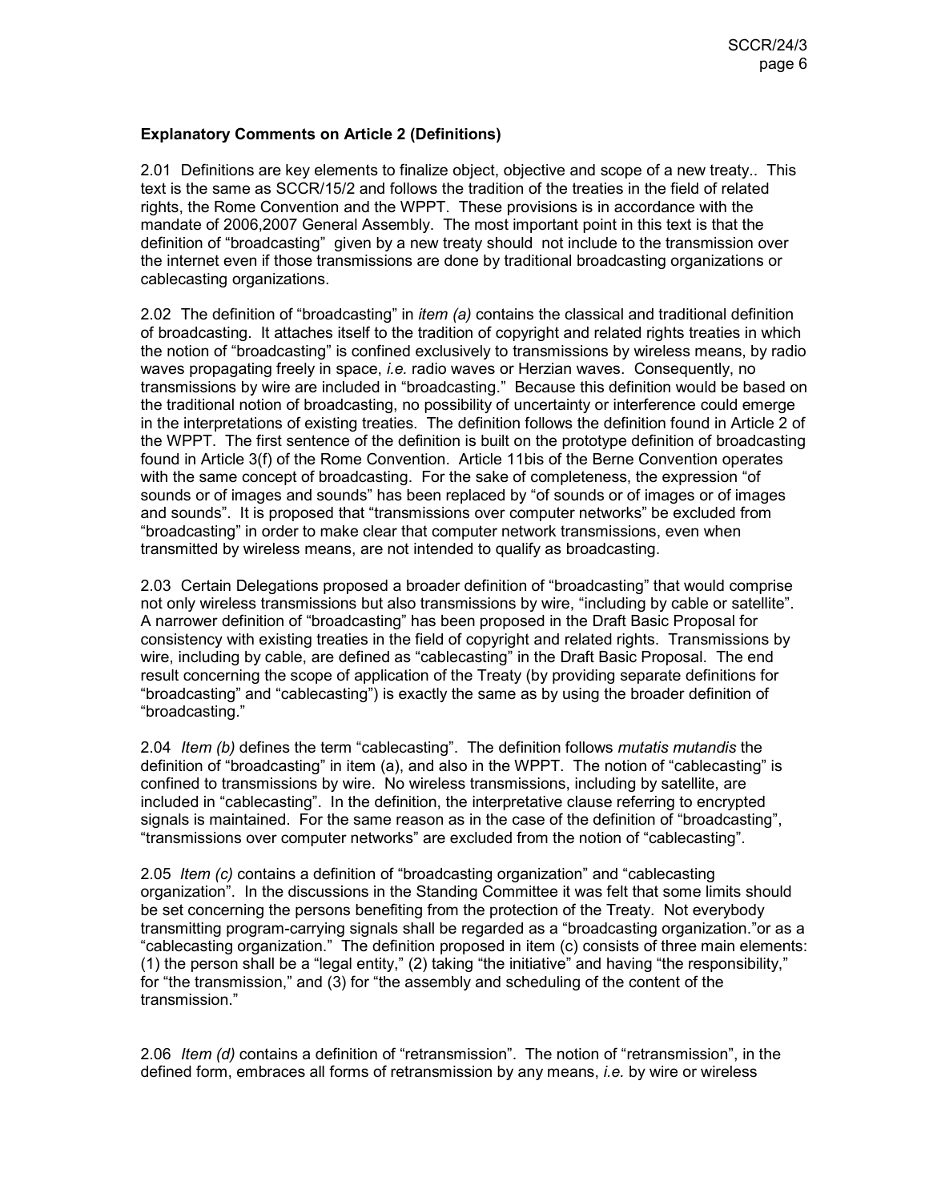**Explanatory Comments on Article 2 (Definitions)**

2.01 Definitions are key elements to finalize object, objective and scope of a new treaty.. This text is the same as SCCR/15/2 and follows the tradition of the treaties in the field of related rights, the Rome Convention and the WPPT. These provisions is in accordance with the mandate of 2006,2007 General Assembly. The most important point in this text is that the definition of "broadcasting" given by a new treaty should not include to the transmission over the internet even if those transmissions are done by traditional broadcasting organizations or cablecasting organizations.

2.02 The definition of "broadcasting" in *item (a)* contains the classical and traditional definition of broadcasting. It attaches itself to the tradition of copyright and related rights treaties in which the notion of "broadcasting" is confined exclusively to transmissions by wireless means, by radio waves propagating freely in space, *i.e.* radio waves or Herzian waves. Consequently, no transmissions by wire are included in "broadcasting." Because this definition would be based on the traditional notion of broadcasting, no possibility of uncertainty or interference could emerge in the interpretations of existing treaties. The definition follows the definition found in Article 2 of the WPPT. The first sentence of the definition is built on the prototype definition of broadcasting found in Article 3(f) of the Rome Convention. Article 11bis of the Berne Convention operates with the same concept of broadcasting. For the sake of completeness, the expression "of sounds or of images and sounds" has been replaced by "of sounds or of images or of images and sounds". It is proposed that "transmissions over computer networks" be excluded from "broadcasting" in order to make clear that computer network transmissions, even when transmitted by wireless means, are not intended to qualify as broadcasting.

2.03 Certain Delegations proposed a broader definition of "broadcasting" that would comprise not only wireless transmissions but also transmissions by wire, "including by cable or satellite". A narrower definition of "broadcasting" has been proposed in the Draft Basic Proposal for consistency with existing treaties in the field of copyright and related rights. Transmissions by wire, including by cable, are defined as "cablecasting" in the Draft Basic Proposal. The end result concerning the scope of application of the Treaty (by providing separate definitions for "broadcasting" and "cablecasting") is exactly the same as by using the broader definition of "broadcasting."

2.04 *Item (b)* defines the term "cablecasting". The definition follows *mutatis mutandis* the definition of "broadcasting" in item (a), and also in the WPPT. The notion of "cablecasting" is confined to transmissions by wire. No wireless transmissions, including by satellite, are included in "cablecasting". In the definition, the interpretative clause referring to encrypted signals is maintained. For the same reason as in the case of the definition of "broadcasting", "transmissions over computer networks" are excluded from the notion of "cablecasting".

2.05 *Item (c)* contains a definition of "broadcasting organization" and "cablecasting organization". In the discussions in the Standing Committee it was felt that some limits should be set concerning the persons benefiting from the protection of the Treaty. Not everybody transmitting program-carrying signals shall be regarded as a "broadcasting organization."or as a "cablecasting organization." The definition proposed in item (c) consists of three main elements: (1) the person shall be a "legal entity," (2) taking "the initiative" and having "the responsibility," for "the transmission," and (3) for "the assembly and scheduling of the content of the transmission."

2.06 *Item (d)* contains a definition of "retransmission". The notion of "retransmission", in the defined form, embraces all forms of retransmission by any means, *i.e.* by wire or wireless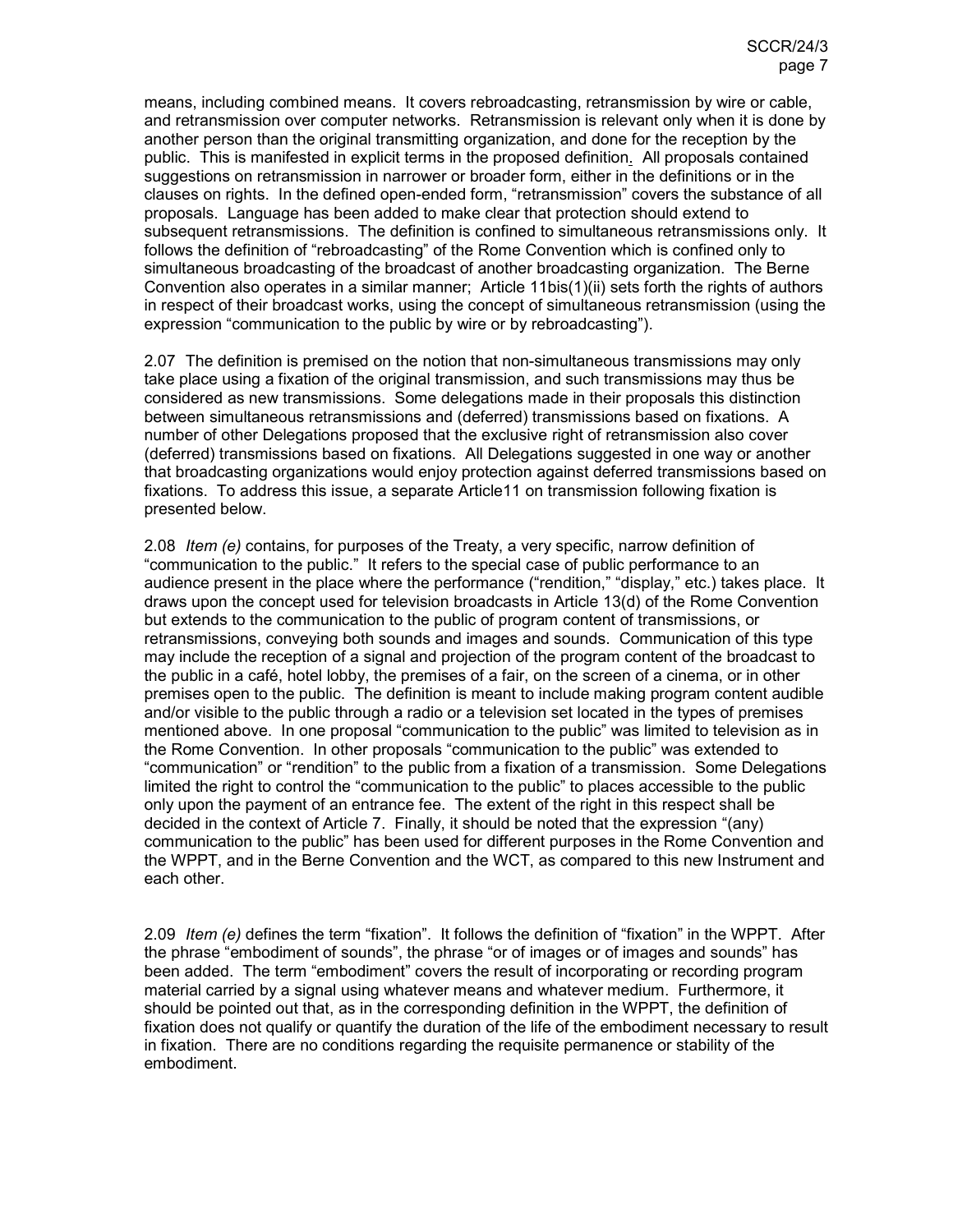means, including combined means. It covers rebroadcasting, retransmission by wire or cable, and retransmission over computer networks. Retransmission is relevant only when it is done by another person than the original transmitting organization, and done for the reception by the public. This is manifested in explicit terms in the proposed definition. All proposals contained suggestions on retransmission in narrower or broader form, either in the definitions or in the clauses on rights. In the defined open-ended form, "retransmission" covers the substance of all proposals. Language has been added to make clear that protection should extend to subsequent retransmissions. The definition is confined to simultaneous retransmissions only. It follows the definition of "rebroadcasting" of the Rome Convention which is confined only to simultaneous broadcasting of the broadcast of another broadcasting organization. The Berne Convention also operates in a similar manner; Article 11bis(1)(ii) sets forth the rights of authors in respect of their broadcast works, using the concept of simultaneous retransmission (using the expression "communication to the public by wire or by rebroadcasting").

2.07 The definition is premised on the notion that non-simultaneous transmissions may only take place using a fixation of the original transmission, and such transmissions may thus be considered as new transmissions. Some delegations made in their proposals this distinction between simultaneous retransmissions and (deferred) transmissions based on fixations. A number of other Delegations proposed that the exclusive right of retransmission also cover (deferred) transmissions based on fixations. All Delegations suggested in one way or another that broadcasting organizations would enjoy protection against deferred transmissions based on fixations. To address this issue, a separate Article11 on transmission following fixation is presented below.

2.08 *Item (e)* contains, for purposes of the Treaty, a very specific, narrow definition of "communication to the public." It refers to the special case of public performance to an audience present in the place where the performance ("rendition," "display," etc.) takes place. It draws upon the concept used for television broadcasts in Article 13(d) of the Rome Convention but extends to the communication to the public of program content of transmissions, or retransmissions, conveying both sounds and images and sounds. Communication of this type may include the reception of a signal and projection of the program content of the broadcast to the public in a café, hotel lobby, the premises of a fair, on the screen of a cinema, or in other premises open to the public. The definition is meant to include making program content audible and/or visible to the public through a radio or a television set located in the types of premises mentioned above. In one proposal "communication to the public" was limited to television as in the Rome Convention. In other proposals "communication to the public" was extended to "communication" or "rendition" to the public from a fixation of a transmission. Some Delegations limited the right to control the "communication to the public" to places accessible to the public only upon the payment of an entrance fee. The extent of the right in this respect shall be decided in the context of Article 7. Finally, it should be noted that the expression "(any) communication to the public" has been used for different purposes in the Rome Convention and the WPPT, and in the Berne Convention and the WCT, as compared to this new Instrument and each other.

2.09 *Item (e)* defines the term "fixation". It follows the definition of "fixation" in the WPPT. After the phrase "embodiment of sounds", the phrase "or of images or of images and sounds" has been added. The term "embodiment" covers the result of incorporating or recording program material carried by a signal using whatever means and whatever medium. Furthermore, it should be pointed out that, as in the corresponding definition in the WPPT, the definition of fixation does not qualify or quantify the duration of the life of the embodiment necessary to result in fixation. There are no conditions regarding the requisite permanence or stability of the embodiment.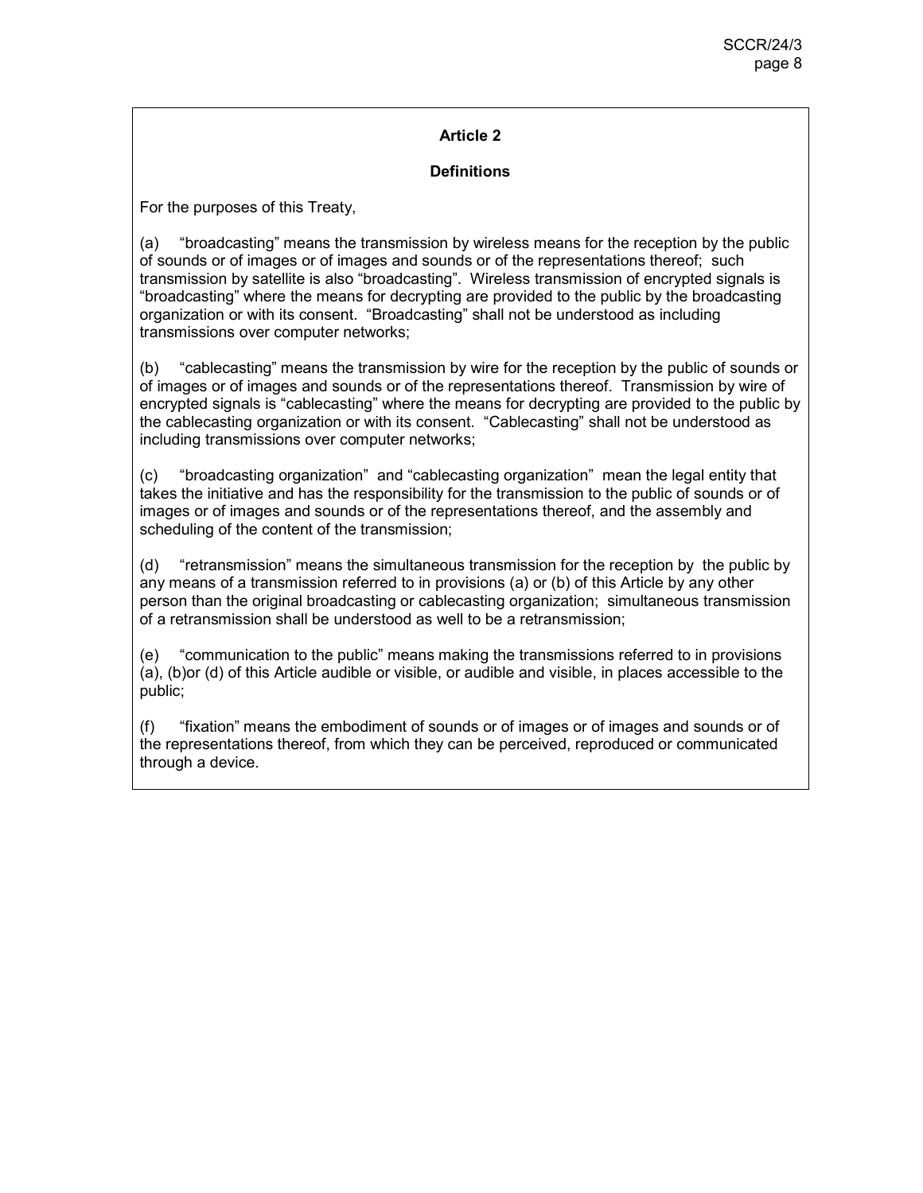## Article 2

### Definitions

For the purposes of this Treaty,

(a) "broadcasting" means the transmission by wireless means for the reception by the public of sounds or of images or of images and sounds or of the representations thereof; such transmission by satellite is also "broadcasting". Wireless transmission of encrypted signals is "broadcasting" where the means for decrypting are provided to the public by the broadcasting organization or with its consent. "Broadcasting" shall not be understood as including transmissions over computer networks;

(b) "cablecasting" means the transmission by wire for the reception by the public of sounds or of images or of images and sounds or of the representations thereof. Transmission by wire of encrypted signals is "cablecasting" where the means for decrypting are provided to the public by the cablecasting organization or with its consent. "Cablecasting" shall not be understood as including transmissions over computer networks;

(c) "broadcasting organization" and "cablecasting organization" mean the legal entity that takes the initiative and has the responsibility for the transmission to the public of sounds or of images or of images and sounds or of the representations thereof, and the assembly and scheduling of the content of the transmission;

(d) "retransmission" means the simultaneous transmission for the reception by the public by any means of a transmission referred to in provisions (a) or (b) of this Article by any other person than the original broadcasting or cablecasting organization; simultaneous transmission of a retransmission shall be understood as well to be a retransmission;

(e) "communication to the public" means making the transmissions referred to in provisions (a), (b)or (d) of this Article audible or visible, or audible and visible, in places accessible to the public;

(f) "fixation" means the embodiment of sounds or of images or of images and sounds or of the representations thereof, from which they can be perceived, reproduced or communicated through a device.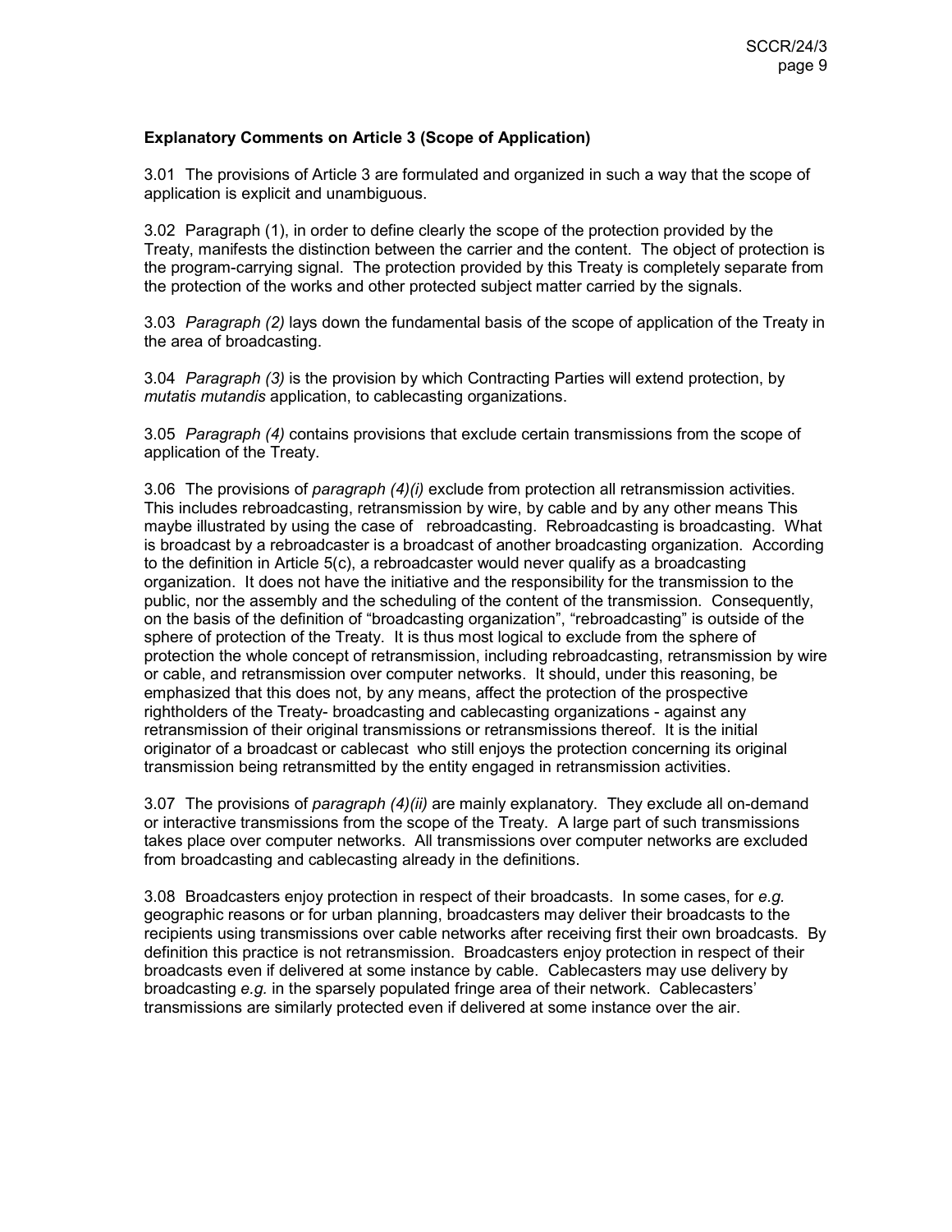**Explanatory Comments on Article 3 (Scope of Application)**

3.01 The provisions of Article 3 are formulated and organized in such a way that the scope of application is explicit and unambiguous.

3.02 Paragraph (1), in order to define clearly the scope of the protection provided by the Treaty, manifests the distinction between the carrier and the content. The object of protection is the program-carrying signal. The protection provided by this Treaty is completely separate from the protection of the works and other protected subject matter carried by the signals.

3.03 *Paragraph (2)* lays down the fundamental basis of the scope of application of the Treaty in the area of broadcasting.

3.04 *Paragraph (3)* is the provision by which Contracting Parties will extend protection, by *mutatis mutandis* application, to cablecasting organizations.

3.05 *Paragraph (4)* contains provisions that exclude certain transmissions from the scope of application of the Treaty.

3.06 The provisions of *paragraph (4)(i)* exclude from protection all retransmission activities. This includes rebroadcasting, retransmission by wire, by cable and by any other means This maybe illustrated by using the case of rebroadcasting. Rebroadcasting is broadcasting. What is broadcast by a rebroadcaster is a broadcast of another broadcasting organization. According to the definition in Article 5(c), a rebroadcaster would never qualify as a broadcasting organization. It does not have the initiative and the responsibility for the transmission to the public, nor the assembly and the scheduling of the content of the transmission. Consequently, on the basis of the definition of "broadcasting organization", "rebroadcasting" is outside of the sphere of protection of the Treaty. It is thus most logical to exclude from the sphere of protection the whole concept of retransmission, including rebroadcasting, retransmission by wire or cable, and retransmission over computer networks. It should, under this reasoning, be emphasized that this does not, by any means, affect the protection of the prospective rightholders of the Treaty- broadcasting and cablecasting organizations - against any retransmission of their original transmissions or retransmissions thereof. It is the initial originator of a broadcast or cablecast who still enjoys the protection concerning its original transmission being retransmitted by the entity engaged in retransmission activities.

3.07 The provisions of *paragraph (4)(ii)* are mainly explanatory. They exclude all on-demand or interactive transmissions from the scope of the Treaty. A large part of such transmissions takes place over computer networks. All transmissions over computer networks are excluded from broadcasting and cablecasting already in the definitions.

3.08 Broadcasters enjoy protection in respect of their broadcasts. In some cases, for *e.g.* geographic reasons or for urban planning, broadcasters may deliver their broadcasts to the recipients using transmissions over cable networks after receiving first their own broadcasts. By definition this practice is not retransmission. Broadcasters enjoy protection in respect of their broadcasts even if delivered at some instance by cable. Cablecasters may use delivery by broadcasting *e.g.* in the sparsely populated fringe area of their network. Cablecasters' transmissions are similarly protected even if delivered at some instance over the air.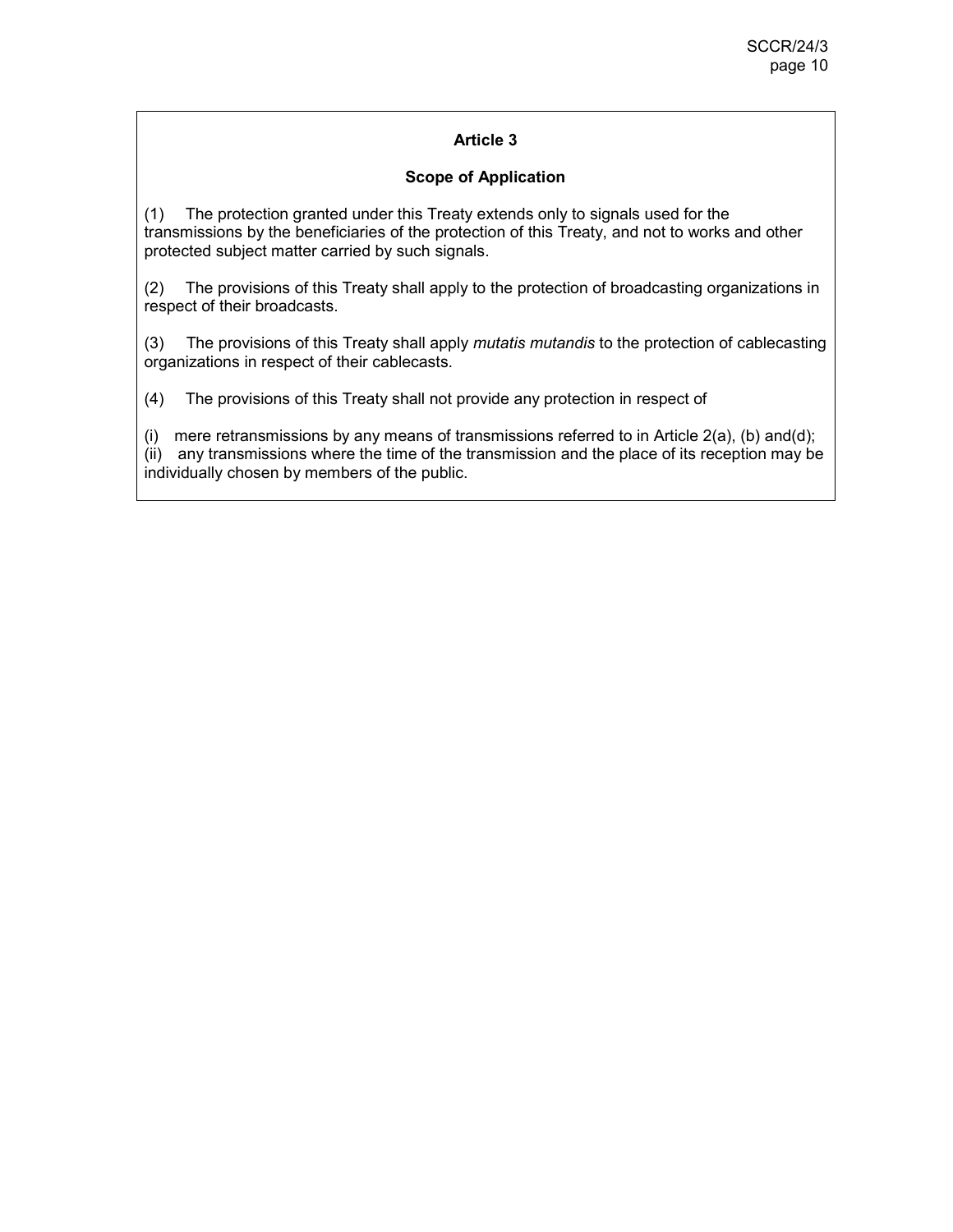**Article 3**

**Scope of Application**

(1) The protection granted under this Treaty extends only to signals used for the transmissions by the beneficiaries of the protection of this Treaty, and not to works and other protected subject matter carried by such signals.

(2) The provisions of this Treaty shall apply to the protection of broadcasting organizations in respect of their broadcasts.

(3) The provisions of this Treaty shall apply *mutatis mutandis* to the protection of cablecasting organizations in respect of their cablecasts.

(4) The provisions of this Treaty shall not provide any protection in respect of

(i) mere retransmissions by any means of transmissions referred to in Article 2(a), (b) and(d);
(ii) any transmissions where the time of the transmission and the place of its reception may be individually chosen by members of the public.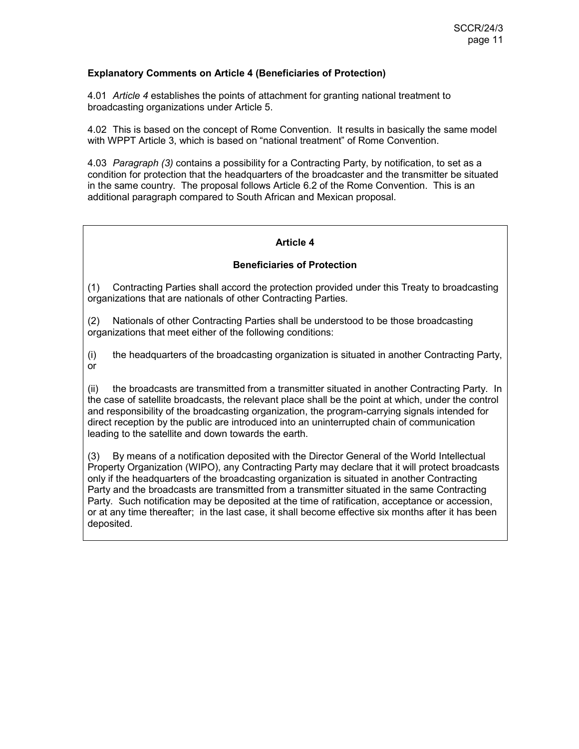**Explanatory Comments on Article 4 (Beneficiaries of Protection)**

4.01 *Article 4* establishes the points of attachment for granting national treatment to broadcasting organizations under Article 5.

4.02 This is based on the concept of Rome Convention. It results in basically the same model with WPPT Article 3, which is based on "national treatment" of Rome Convention.

4.03 *Paragraph (3)* contains a possibility for a Contracting Party, by notification, to set as a condition for protection that the headquarters of the broadcaster and the transmitter be situated in the same country. The proposal follows Article 6.2 of the Rome Convention. This is an additional paragraph compared to South African and Mexican proposal.

## Article 4

### Beneficiaries of Protection

(1) Contracting Parties shall accord the protection provided under this Treaty to broadcasting organizations that are nationals of other Contracting Parties.

(2) Nationals of other Contracting Parties shall be understood to be those broadcasting organizations that meet either of the following conditions:

(i) the headquarters of the broadcasting organization is situated in another Contracting Party, or

(ii) the broadcasts are transmitted from a transmitter situated in another Contracting Party. In the case of satellite broadcasts, the relevant place shall be the point at which, under the control and responsibility of the broadcasting organization, the program-carrying signals intended for direct reception by the public are introduced into an uninterrupted chain of communication leading to the satellite and down towards the earth.

(3) By means of a notification deposited with the Director General of the World Intellectual Property Organization (WIPO), any Contracting Party may declare that it will protect broadcasts only if the headquarters of the broadcasting organization is situated in another Contracting Party and the broadcasts are transmitted from a transmitter situated in the same Contracting Party. Such notification may be deposited at the time of ratification, acceptance or accession, or at any time thereafter; in the last case, it shall become effective six months after it has been deposited.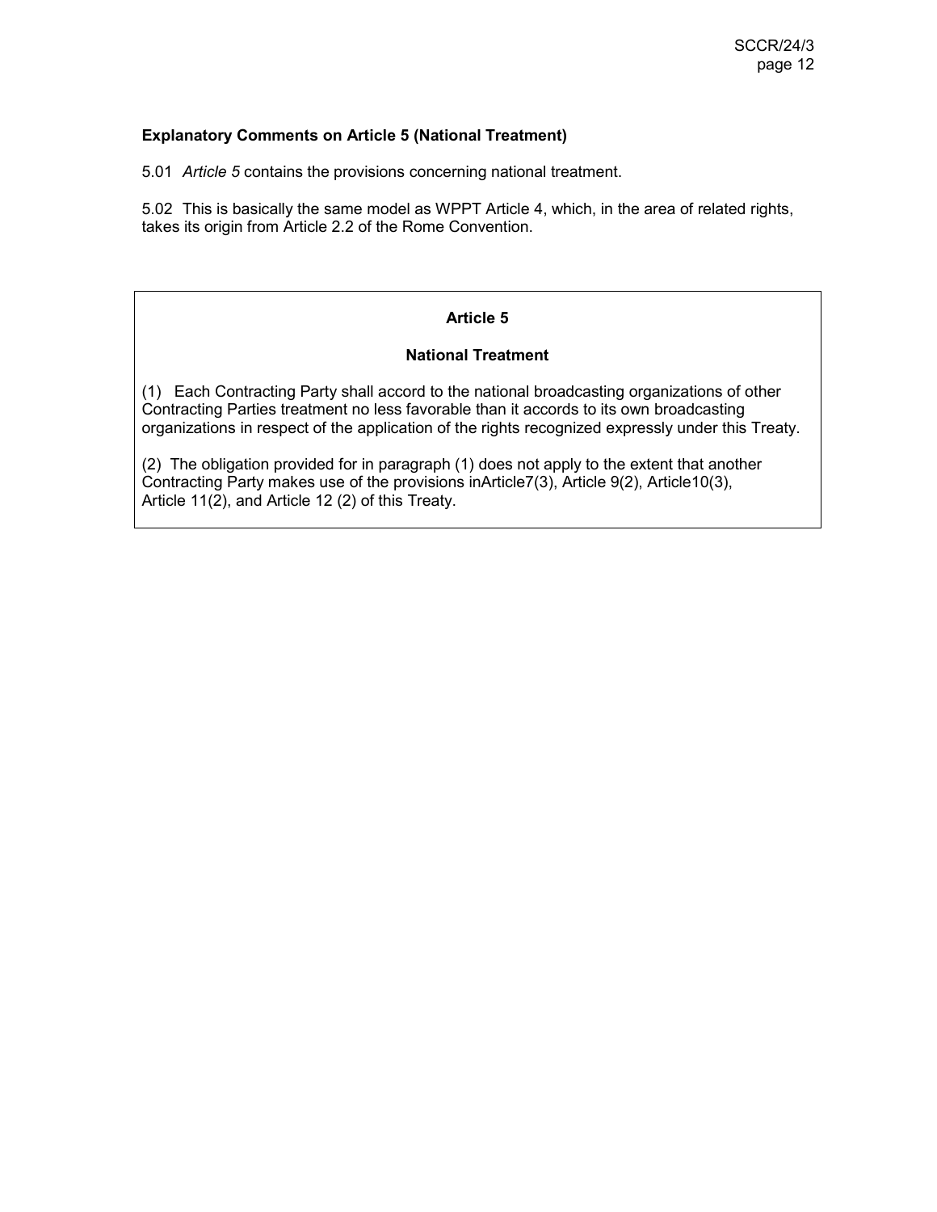**Explanatory Comments on Article 5 (National Treatment)**

5.01 *Article 5* contains the provisions concerning national treatment.

5.02 This is basically the same model as WPPT Article 4, which, in the area of related rights, takes its origin from Article 2.2 of the Rome Convention.

**Article 5**

**National Treatment**

(1) Each Contracting Party shall accord to the national broadcasting organizations of other Contracting Parties treatment no less favorable than it accords to its own broadcasting organizations in respect of the application of the rights recognized expressly under this Treaty.

(2) The obligation provided for in paragraph (1) does not apply to the extent that another Contracting Party makes use of the provisions inArticle7(3), Article 9(2), Article10(3), Article 11(2), and Article 12 (2) of this Treaty.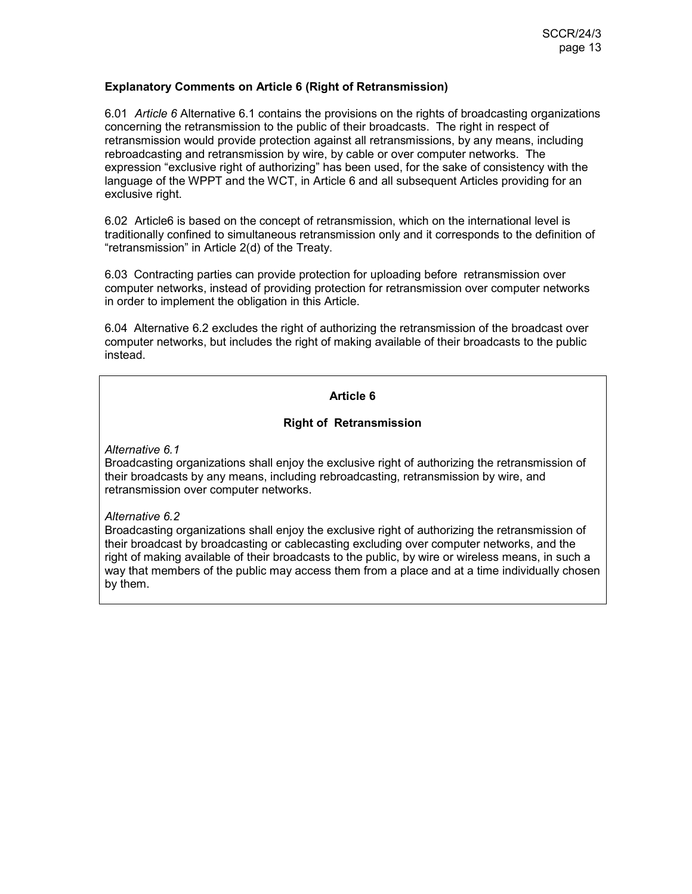**Explanatory Comments on Article 6 (Right of Retransmission)**

6.01 *Article 6* Alternative 6.1 contains the provisions on the rights of broadcasting organizations concerning the retransmission to the public of their broadcasts. The right in respect of retransmission would provide protection against all retransmissions, by any means, including rebroadcasting and retransmission by wire, by cable or over computer networks. The expression "exclusive right of authorizing" has been used, for the sake of consistency with the language of the WPPT and the WCT, in Article 6 and all subsequent Articles providing for an exclusive right.

6.02 Article6 is based on the concept of retransmission, which on the international level is traditionally confined to simultaneous retransmission only and it corresponds to the definition of "retransmission" in Article 2(d) of the Treaty.

6.03 Contracting parties can provide protection for uploading before retransmission over computer networks, instead of providing protection for retransmission over computer networks in order to implement the obligation in this Article.

6.04 Alternative 6.2 excludes the right of authorizing the retransmission of the broadcast over computer networks, but includes the right of making available of their broadcasts to the public instead.

**Article 6**

**Right of Retransmission**

*Alternative 6.1*
Broadcasting organizations shall enjoy the exclusive right of authorizing the retransmission of their broadcasts by any means, including rebroadcasting, retransmission by wire, and retransmission over computer networks.

*Alternative 6.2*
Broadcasting organizations shall enjoy the exclusive right of authorizing the retransmission of their broadcast by broadcasting or cablecasting excluding over computer networks, and the right of making available of their broadcasts to the public, by wire or wireless means, in such a way that members of the public may access them from a place and at a time individually chosen by them.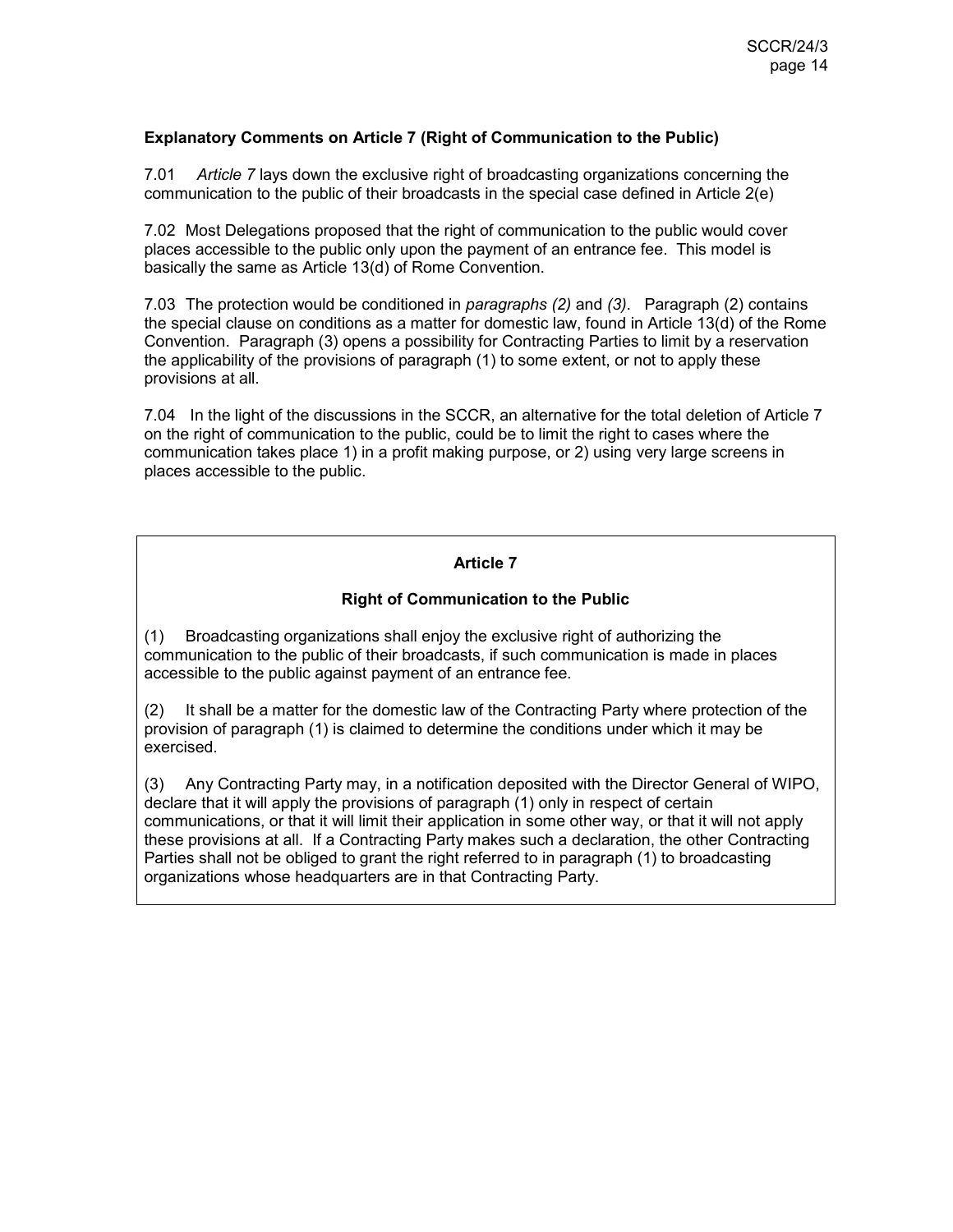**Explanatory Comments on Article 7 (Right of Communication to the Public)**

7.01 *Article 7* lays down the exclusive right of broadcasting organizations concerning the communication to the public of their broadcasts in the special case defined in Article 2(e)

7.02 Most Delegations proposed that the right of communication to the public would cover places accessible to the public only upon the payment of an entrance fee. This model is basically the same as Article 13(d) of Rome Convention.

7.03 The protection would be conditioned in *paragraphs (2)* and *(3)*. Paragraph (2) contains the special clause on conditions as a matter for domestic law, found in Article 13(d) of the Rome Convention. Paragraph (3) opens a possibility for Contracting Parties to limit by a reservation the applicability of the provisions of paragraph (1) to some extent, or not to apply these provisions at all.

7.04 In the light of the discussions in the SCCR, an alternative for the total deletion of Article 7 on the right of communication to the public, could be to limit the right to cases where the communication takes place 1) in a profit making purpose, or 2) using very large screens in places accessible to the public.

**Article 7**

**Right of Communication to the Public**

(1) Broadcasting organizations shall enjoy the exclusive right of authorizing the communication to the public of their broadcasts, if such communication is made in places accessible to the public against payment of an entrance fee.

(2) It shall be a matter for the domestic law of the Contracting Party where protection of the provision of paragraph (1) is claimed to determine the conditions under which it may be exercised.

(3) Any Contracting Party may, in a notification deposited with the Director General of WIPO, declare that it will apply the provisions of paragraph (1) only in respect of certain communications, or that it will limit their application in some other way, or that it will not apply these provisions at all. If a Contracting Party makes such a declaration, the other Contracting Parties shall not be obliged to grant the right referred to in paragraph (1) to broadcasting organizations whose headquarters are in that Contracting Party.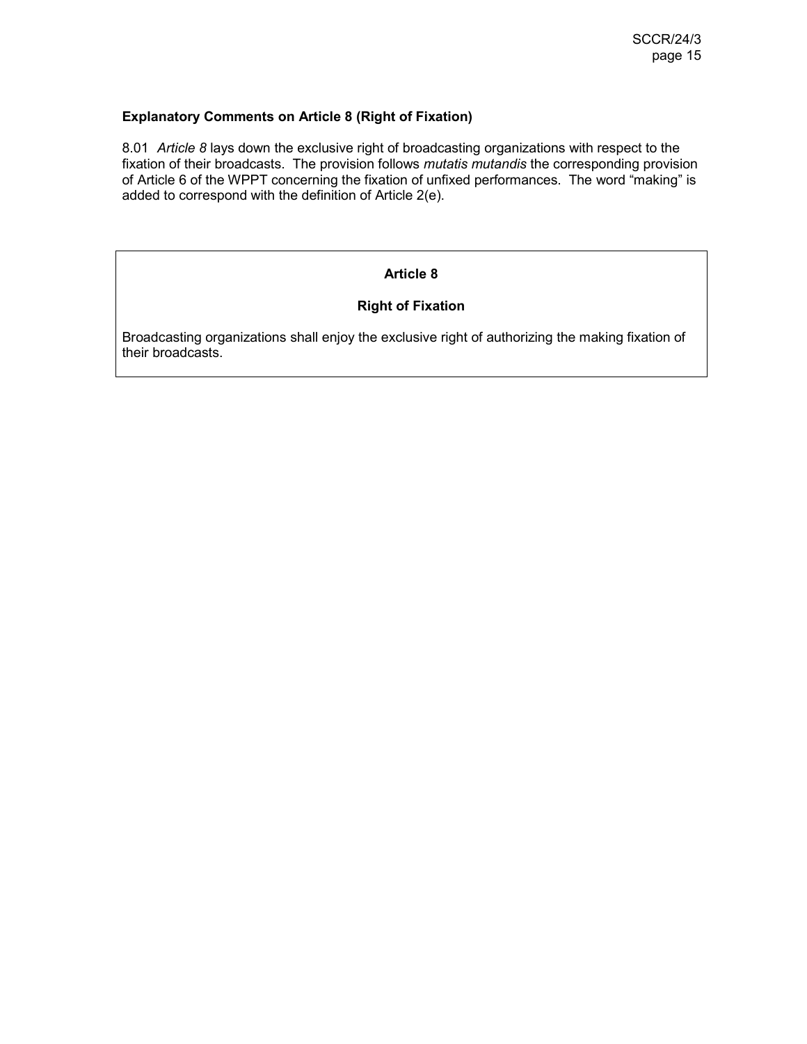**Explanatory Comments on Article 8 (Right of Fixation)**

8.01 *Article 8* lays down the exclusive right of broadcasting organizations with respect to the fixation of their broadcasts. The provision follows *mutatis mutandis* the corresponding provision of Article 6 of the WPPT concerning the fixation of unfixed performances. The word "making" is added to correspond with the definition of Article 2(e).

---

**Article 8**

**Right of Fixation**

Broadcasting organizations shall enjoy the exclusive right of authorizing the making fixation of their broadcasts.

---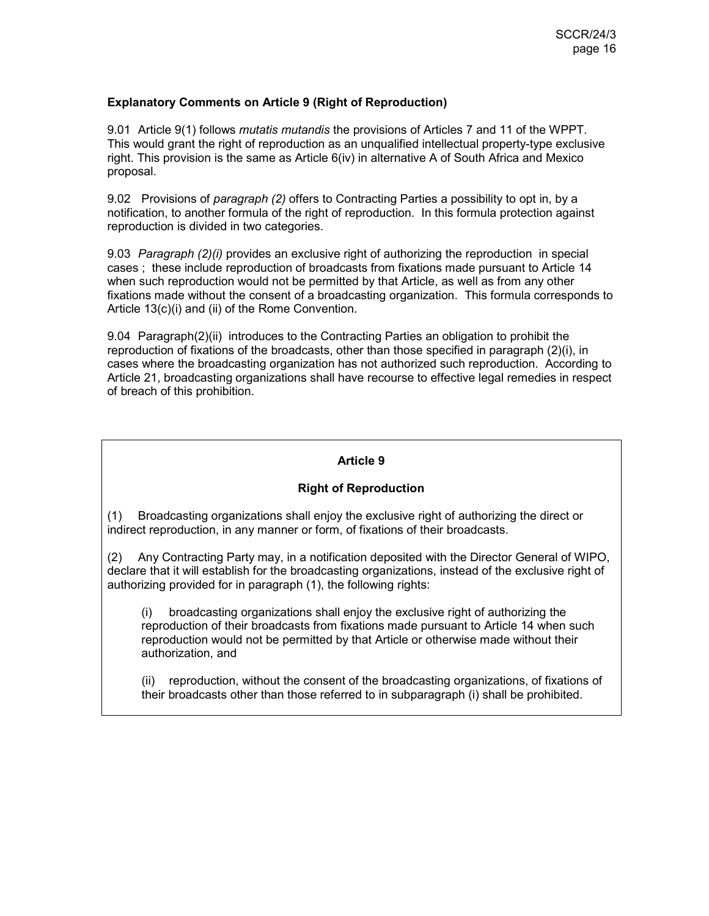**Explanatory Comments on Article 9 (Right of Reproduction)**

9.01 Article 9(1) follows *mutatis mutandis* the provisions of Articles 7 and 11 of the WPPT. This would grant the right of reproduction as an unqualified intellectual property-type exclusive right. This provision is the same as Article 6(iv) in alternative A of South Africa and Mexico proposal.

9.02 Provisions of *paragraph (2)* offers to Contracting Parties a possibility to opt in, by a notification, to another formula of the right of reproduction. In this formula protection against reproduction is divided in two categories.

9.03 *Paragraph (2)(i)* provides an exclusive right of authorizing the reproduction in special cases ; these include reproduction of broadcasts from fixations made pursuant to Article 14 when such reproduction would not be permitted by that Article, as well as from any other fixations made without the consent of a broadcasting organization. This formula corresponds to Article 13(c)(i) and (ii) of the Rome Convention.

9.04 Paragraph(2)(ii) introduces to the Contracting Parties an obligation to prohibit the reproduction of fixations of the broadcasts, other than those specified in paragraph (2)(i), in cases where the broadcasting organization has not authorized such reproduction. According to Article 21, broadcasting organizations shall have recourse to effective legal remedies in respect of breach of this prohibition.

**Article 9**

**Right of Reproduction**

(1) Broadcasting organizations shall enjoy the exclusive right of authorizing the direct or indirect reproduction, in any manner or form, of fixations of their broadcasts.

(2) Any Contracting Party may, in a notification deposited with the Director General of WIPO, declare that it will establish for the broadcasting organizations, instead of the exclusive right of authorizing provided for in paragraph (1), the following rights:

(i) broadcasting organizations shall enjoy the exclusive right of authorizing the reproduction of their broadcasts from fixations made pursuant to Article 14 when such reproduction would not be permitted by that Article or otherwise made without their authorization, and

(ii) reproduction, without the consent of the broadcasting organizations, of fixations of their broadcasts other than those referred to in subparagraph (i) shall be prohibited.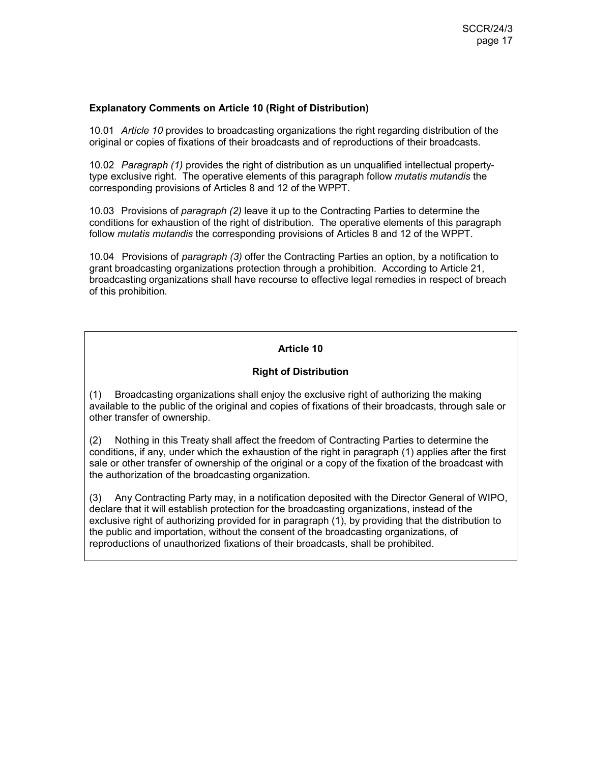**Explanatory Comments on Article 10 (Right of Distribution)**

10.01 *Article 10* provides to broadcasting organizations the right regarding distribution of the original or copies of fixations of their broadcasts and of reproductions of their broadcasts.

10.02 *Paragraph (1)* provides the right of distribution as un unqualified intellectual property-type exclusive right. The operative elements of this paragraph follow *mutatis mutandis* the corresponding provisions of Articles 8 and 12 of the WPPT.

10.03 Provisions of *paragraph (2)* leave it up to the Contracting Parties to determine the conditions for exhaustion of the right of distribution. The operative elements of this paragraph follow *mutatis mutandis* the corresponding provisions of Articles 8 and 12 of the WPPT.

10.04 Provisions of *paragraph (3)* offer the Contracting Parties an option, by a notification to grant broadcasting organizations protection through a prohibition. According to Article 21, broadcasting organizations shall have recourse to effective legal remedies in respect of breach of this prohibition.

**Article 10**

**Right of Distribution**

(1) Broadcasting organizations shall enjoy the exclusive right of authorizing the making available to the public of the original and copies of fixations of their broadcasts, through sale or other transfer of ownership.

(2) Nothing in this Treaty shall affect the freedom of Contracting Parties to determine the conditions, if any, under which the exhaustion of the right in paragraph (1) applies after the first sale or other transfer of ownership of the original or a copy of the fixation of the broadcast with the authorization of the broadcasting organization.

(3) Any Contracting Party may, in a notification deposited with the Director General of WIPO, declare that it will establish protection for the broadcasting organizations, instead of the exclusive right of authorizing provided for in paragraph (1), by providing that the distribution to the public and importation, without the consent of the broadcasting organizations, of reproductions of unauthorized fixations of their broadcasts, shall be prohibited.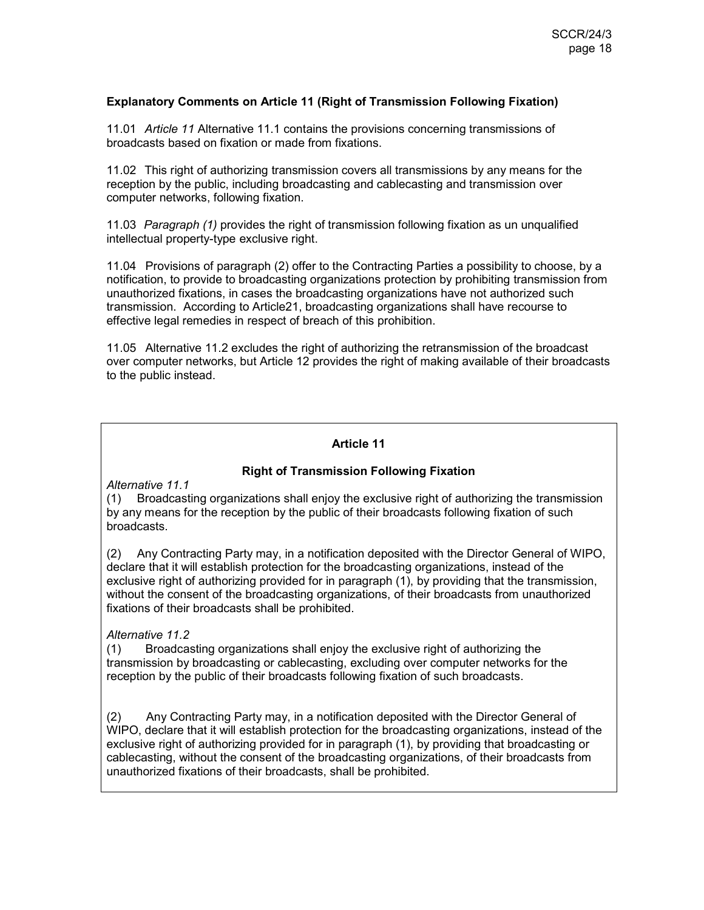**Explanatory Comments on Article 11 (Right of Transmission Following Fixation)**

11.01 *Article 11* Alternative 11.1 contains the provisions concerning transmissions of broadcasts based on fixation or made from fixations.

11.02 This right of authorizing transmission covers all transmissions by any means for the reception by the public, including broadcasting and cablecasting and transmission over computer networks, following fixation.

11.03 *Paragraph (1)* provides the right of transmission following fixation as un unqualified intellectual property-type exclusive right.

11.04 Provisions of paragraph (2) offer to the Contracting Parties a possibility to choose, by a notification, to provide to broadcasting organizations protection by prohibiting transmission from unauthorized fixations, in cases the broadcasting organizations have not authorized such transmission. According to Article21, broadcasting organizations shall have recourse to effective legal remedies in respect of breach of this prohibition.

11.05 Alternative 11.2 excludes the right of authorizing the retransmission of the broadcast over computer networks, but Article 12 provides the right of making available of their broadcasts to the public instead.

**Article 11**

**Right of Transmission Following Fixation**

*Alternative 11.1*

(1) Broadcasting organizations shall enjoy the exclusive right of authorizing the transmission by any means for the reception by the public of their broadcasts following fixation of such broadcasts.

(2) Any Contracting Party may, in a notification deposited with the Director General of WIPO, declare that it will establish protection for the broadcasting organizations, instead of the exclusive right of authorizing provided for in paragraph (1), by providing that the transmission, without the consent of the broadcasting organizations, of their broadcasts from unauthorized fixations of their broadcasts shall be prohibited.

*Alternative 11.2*

(1) Broadcasting organizations shall enjoy the exclusive right of authorizing the transmission by broadcasting or cablecasting, excluding over computer networks for the reception by the public of their broadcasts following fixation of such broadcasts.

(2) Any Contracting Party may, in a notification deposited with the Director General of WIPO, declare that it will establish protection for the broadcasting organizations, instead of the exclusive right of authorizing provided for in paragraph (1), by providing that broadcasting or cablecasting, without the consent of the broadcasting organizations, of their broadcasts from unauthorized fixations of their broadcasts, shall be prohibited.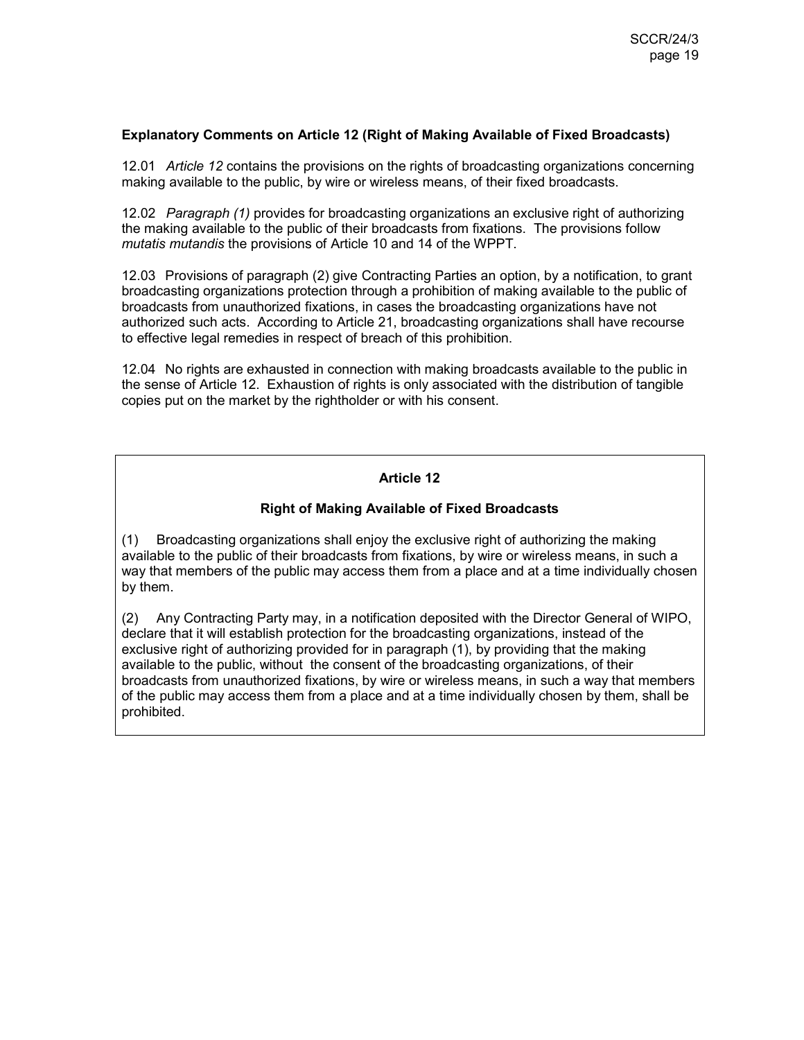**Explanatory Comments on Article 12 (Right of Making Available of Fixed Broadcasts)**

12.01 *Article 12* contains the provisions on the rights of broadcasting organizations concerning making available to the public, by wire or wireless means, of their fixed broadcasts.

12.02 *Paragraph (1)* provides for broadcasting organizations an exclusive right of authorizing the making available to the public of their broadcasts from fixations. The provisions follow *mutatis mutandis* the provisions of Article 10 and 14 of the WPPT.

12.03 Provisions of paragraph (2) give Contracting Parties an option, by a notification, to grant broadcasting organizations protection through a prohibition of making available to the public of broadcasts from unauthorized fixations, in cases the broadcasting organizations have not authorized such acts. According to Article 21, broadcasting organizations shall have recourse to effective legal remedies in respect of breach of this prohibition.

12.04 No rights are exhausted in connection with making broadcasts available to the public in the sense of Article 12. Exhaustion of rights is only associated with the distribution of tangible copies put on the market by the rightholder or with his consent.

**Article 12**

**Right of Making Available of Fixed Broadcasts**

(1) Broadcasting organizations shall enjoy the exclusive right of authorizing the making available to the public of their broadcasts from fixations, by wire or wireless means, in such a way that members of the public may access them from a place and at a time individually chosen by them.

(2) Any Contracting Party may, in a notification deposited with the Director General of WIPO, declare that it will establish protection for the broadcasting organizations, instead of the exclusive right of authorizing provided for in paragraph (1), by providing that the making available to the public, without the consent of the broadcasting organizations, of their broadcasts from unauthorized fixations, by wire or wireless means, in such a way that members of the public may access them from a place and at a time individually chosen by them, shall be prohibited.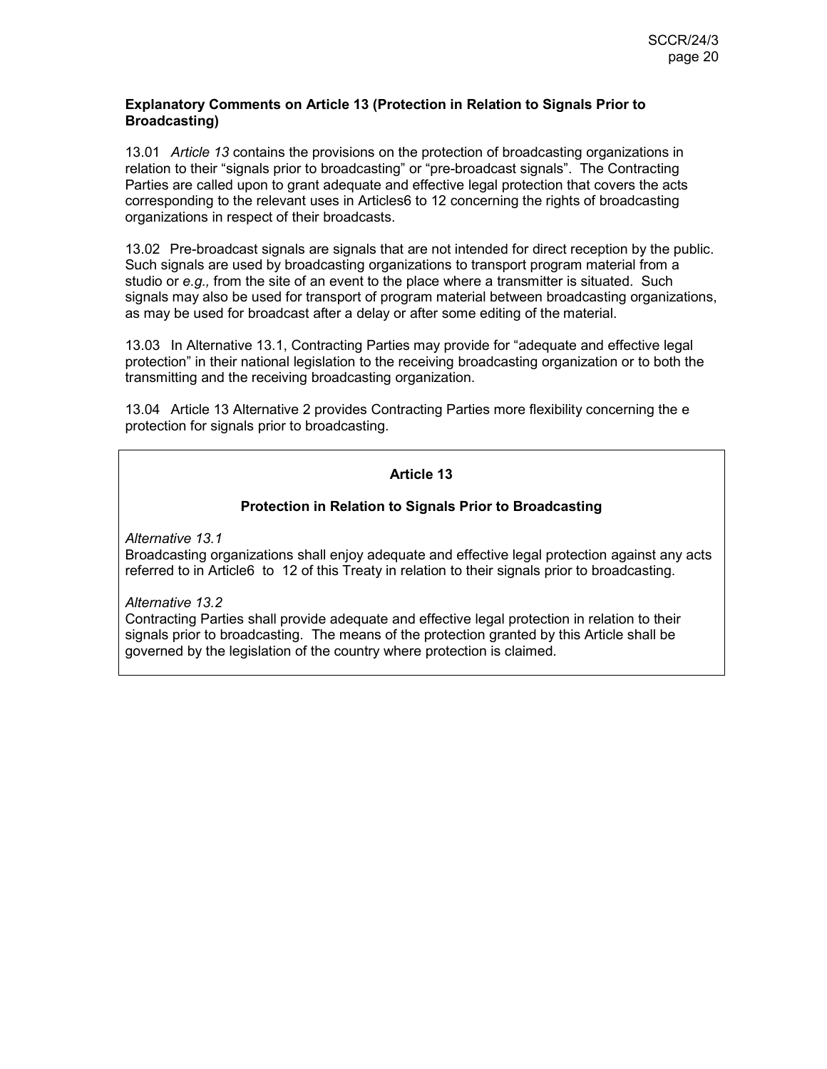**Explanatory Comments on Article 13 (Protection in Relation to Signals Prior to Broadcasting)**

13.01 *Article 13* contains the provisions on the protection of broadcasting organizations in relation to their "signals prior to broadcasting" or "pre-broadcast signals". The Contracting Parties are called upon to grant adequate and effective legal protection that covers the acts corresponding to the relevant uses in Articles6 to 12 concerning the rights of broadcasting organizations in respect of their broadcasts.

13.02 Pre-broadcast signals are signals that are not intended for direct reception by the public. Such signals are used by broadcasting organizations to transport program material from a studio or *e.g.,* from the site of an event to the place where a transmitter is situated. Such signals may also be used for transport of program material between broadcasting organizations, as may be used for broadcast after a delay or after some editing of the material.

13.03 In Alternative 13.1, Contracting Parties may provide for "adequate and effective legal protection" in their national legislation to the receiving broadcasting organization or to both the transmitting and the receiving broadcasting organization.

13.04 Article 13 Alternative 2 provides Contracting Parties more flexibility concerning the e protection for signals prior to broadcasting.

**Article 13**

**Protection in Relation to Signals Prior to Broadcasting**

*Alternative 13.1*
Broadcasting organizations shall enjoy adequate and effective legal protection against any acts referred to in Article6 to 12 of this Treaty in relation to their signals prior to broadcasting.

*Alternative 13.2*
Contracting Parties shall provide adequate and effective legal protection in relation to their signals prior to broadcasting. The means of the protection granted by this Article shall be governed by the legislation of the country where protection is claimed.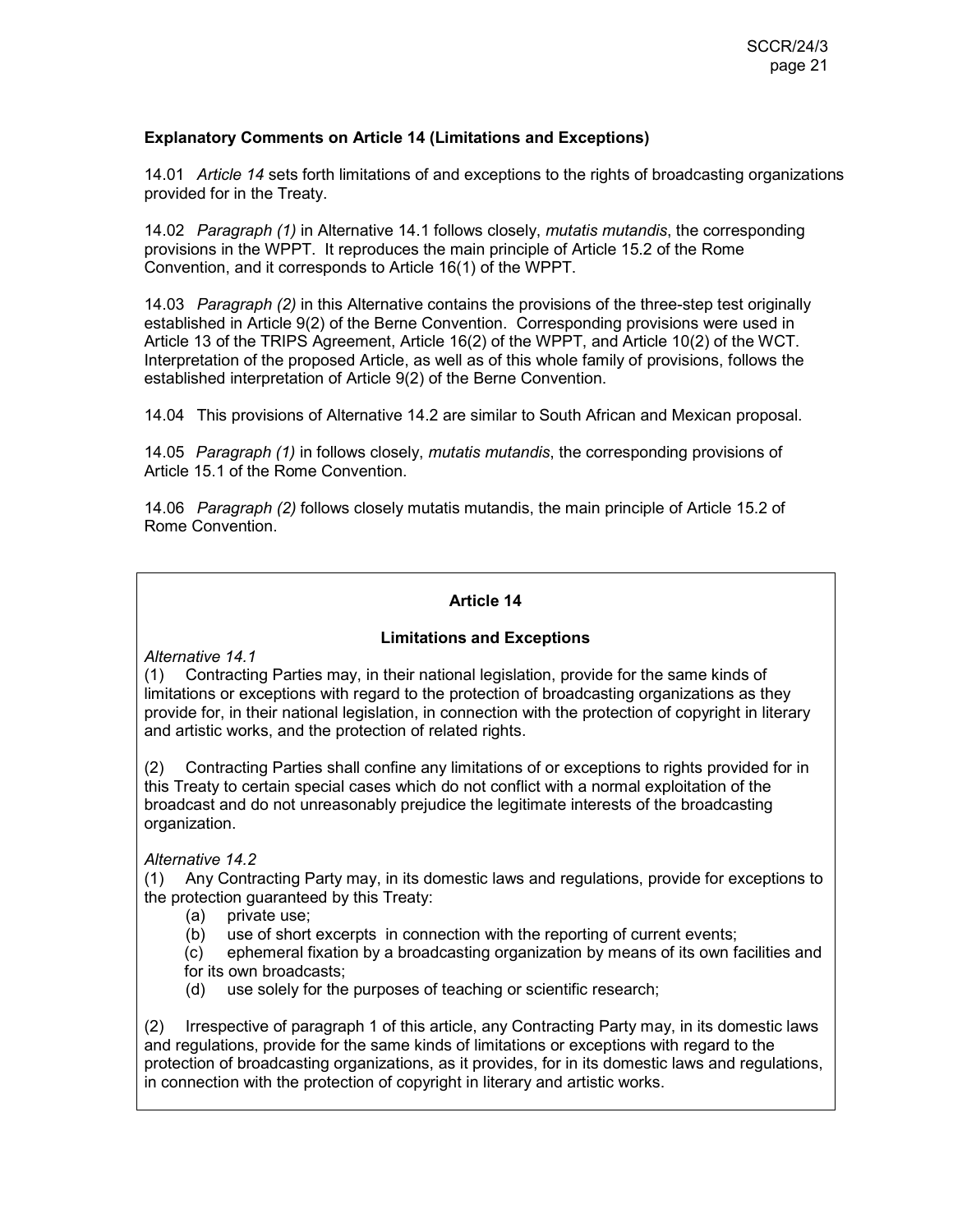**Explanatory Comments on Article 14 (Limitations and Exceptions)**

14.01 *Article 14* sets forth limitations of and exceptions to the rights of broadcasting organizations provided for in the Treaty.

14.02 *Paragraph (1)* in Alternative 14.1 follows closely, *mutatis mutandis*, the corresponding provisions in the WPPT. It reproduces the main principle of Article 15.2 of the Rome Convention, and it corresponds to Article 16(1) of the WPPT.

14.03 *Paragraph (2)* in this Alternative contains the provisions of the three-step test originally established in Article 9(2) of the Berne Convention. Corresponding provisions were used in Article 13 of the TRIPS Agreement, Article 16(2) of the WPPT, and Article 10(2) of the WCT. Interpretation of the proposed Article, as well as of this whole family of provisions, follows the established interpretation of Article 9(2) of the Berne Convention.

14.04 This provisions of Alternative 14.2 are similar to South African and Mexican proposal.

14.05 *Paragraph (1)* in follows closely, *mutatis mutandis*, the corresponding provisions of Article 15.1 of the Rome Convention.

14.06 *Paragraph (2)* follows closely mutatis mutandis, the main principle of Article 15.2 of Rome Convention.

**Article 14**

**Limitations and Exceptions**

*Alternative 14.1*

(1) Contracting Parties may, in their national legislation, provide for the same kinds of limitations or exceptions with regard to the protection of broadcasting organizations as they provide for, in their national legislation, in connection with the protection of copyright in literary and artistic works, and the protection of related rights.

(2) Contracting Parties shall confine any limitations of or exceptions to rights provided for in this Treaty to certain special cases which do not conflict with a normal exploitation of the broadcast and do not unreasonably prejudice the legitimate interests of the broadcasting organization.

*Alternative 14.2*

(1) Any Contracting Party may, in its domestic laws and regulations, provide for exceptions to the protection guaranteed by this Treaty:

(a) private use;
(b) use of short excerpts in connection with the reporting of current events;
(c) ephemeral fixation by a broadcasting organization by means of its own facilities and for its own broadcasts;
(d) use solely for the purposes of teaching or scientific research;

(2) Irrespective of paragraph 1 of this article, any Contracting Party may, in its domestic laws and regulations, provide for the same kinds of limitations or exceptions with regard to the protection of broadcasting organizations, as it provides, for in its domestic laws and regulations, in connection with the protection of copyright in literary and artistic works.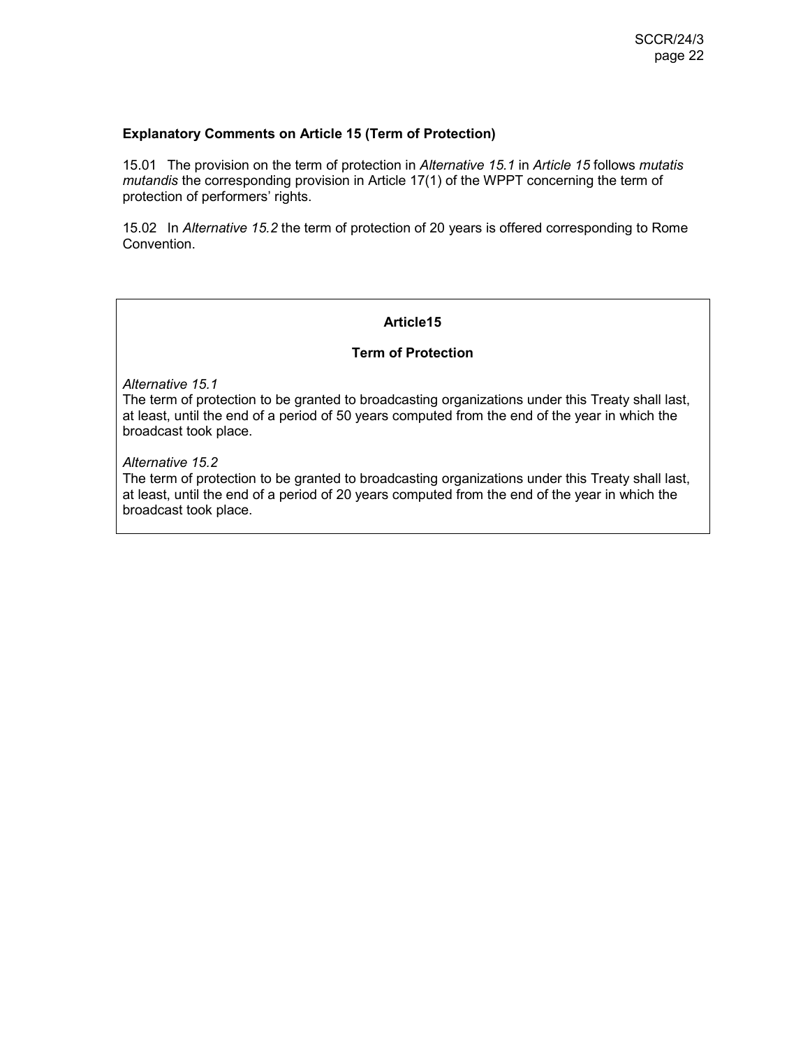**Explanatory Comments on Article 15 (Term of Protection)**

15.01 The provision on the term of protection in *Alternative 15.1* in *Article 15* follows *mutatis mutandis* the corresponding provision in Article 17(1) of the WPPT concerning the term of protection of performers' rights.

15.02 In *Alternative 15.2* the term of protection of 20 years is offered corresponding to Rome Convention.

**Article15**

**Term of Protection**

*Alternative 15.1*
The term of protection to be granted to broadcasting organizations under this Treaty shall last, at least, until the end of a period of 50 years computed from the end of the year in which the broadcast took place.

*Alternative 15.2*
The term of protection to be granted to broadcasting organizations under this Treaty shall last, at least, until the end of a period of 20 years computed from the end of the year in which the broadcast took place.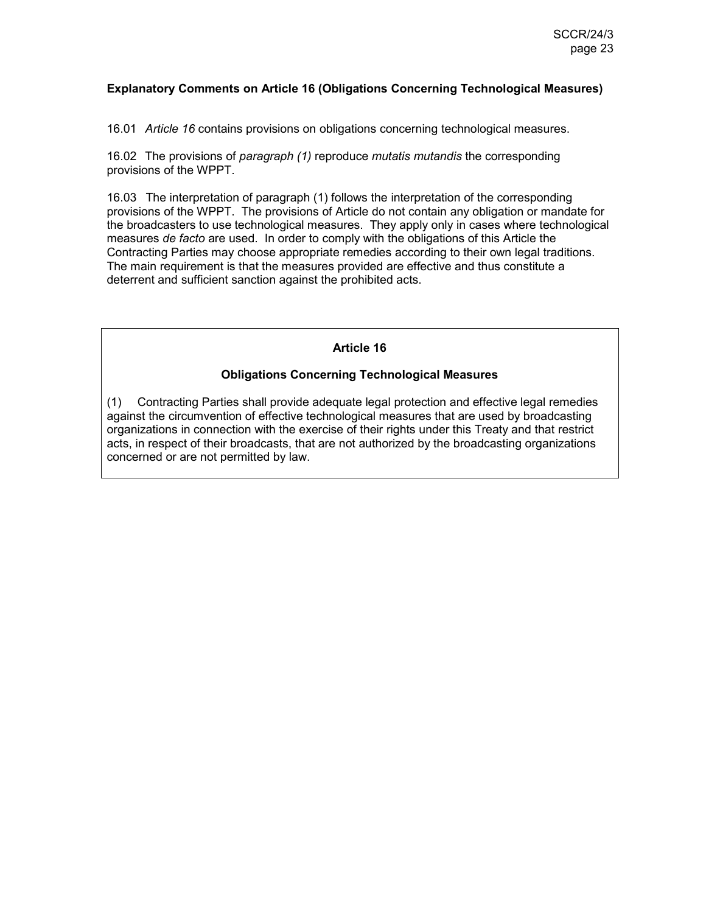**Explanatory Comments on Article 16 (Obligations Concerning Technological Measures)**

16.01 *Article 16* contains provisions on obligations concerning technological measures.

16.02 The provisions of *paragraph (1)* reproduce *mutatis mutandis* the corresponding provisions of the WPPT.

16.03 The interpretation of paragraph (1) follows the interpretation of the corresponding provisions of the WPPT. The provisions of Article do not contain any obligation or mandate for the broadcasters to use technological measures. They apply only in cases where technological measures *de facto* are used. In order to comply with the obligations of this Article the Contracting Parties may choose appropriate remedies according to their own legal traditions. The main requirement is that the measures provided are effective and thus constitute a deterrent and sufficient sanction against the prohibited acts.

**Article 16**

**Obligations Concerning Technological Measures**

(1) Contracting Parties shall provide adequate legal protection and effective legal remedies against the circumvention of effective technological measures that are used by broadcasting organizations in connection with the exercise of their rights under this Treaty and that restrict acts, in respect of their broadcasts, that are not authorized by the broadcasting organizations concerned or are not permitted by law.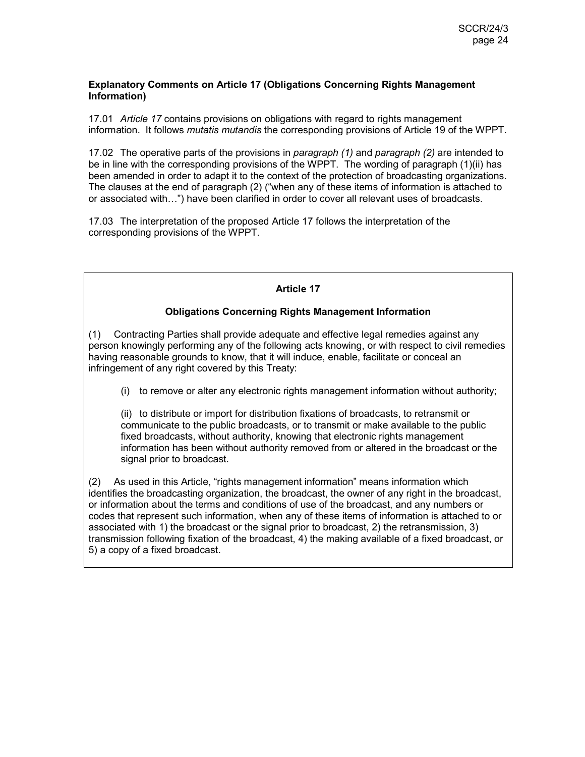**Explanatory Comments on Article 17 (Obligations Concerning Rights Management Information)**

17.01 *Article 17* contains provisions on obligations with regard to rights management information. It follows *mutatis mutandis* the corresponding provisions of Article 19 of the WPPT.

17.02 The operative parts of the provisions in *paragraph (1)* and *paragraph (2)* are intended to be in line with the corresponding provisions of the WPPT. The wording of paragraph (1)(ii) has been amended in order to adapt it to the context of the protection of broadcasting organizations. The clauses at the end of paragraph (2) ("when any of these items of information is attached to or associated with…") have been clarified in order to cover all relevant uses of broadcasts.

17.03 The interpretation of the proposed Article 17 follows the interpretation of the corresponding provisions of the WPPT.

**Article 17**

**Obligations Concerning Rights Management Information**

(1) Contracting Parties shall provide adequate and effective legal remedies against any person knowingly performing any of the following acts knowing, or with respect to civil remedies having reasonable grounds to know, that it will induce, enable, facilitate or conceal an infringement of any right covered by this Treaty:

> (i) to remove or alter any electronic rights management information without authority;
>
> (ii) to distribute or import for distribution fixations of broadcasts, to retransmit or communicate to the public broadcasts, or to transmit or make available to the public fixed broadcasts, without authority, knowing that electronic rights management information has been without authority removed from or altered in the broadcast or the signal prior to broadcast.

(2) As used in this Article, "rights management information" means information which identifies the broadcasting organization, the broadcast, the owner of any right in the broadcast, or information about the terms and conditions of use of the broadcast, and any numbers or codes that represent such information, when any of these items of information is attached to or associated with 1) the broadcast or the signal prior to broadcast, 2) the retransmission, 3) transmission following fixation of the broadcast, 4) the making available of a fixed broadcast, or 5) a copy of a fixed broadcast.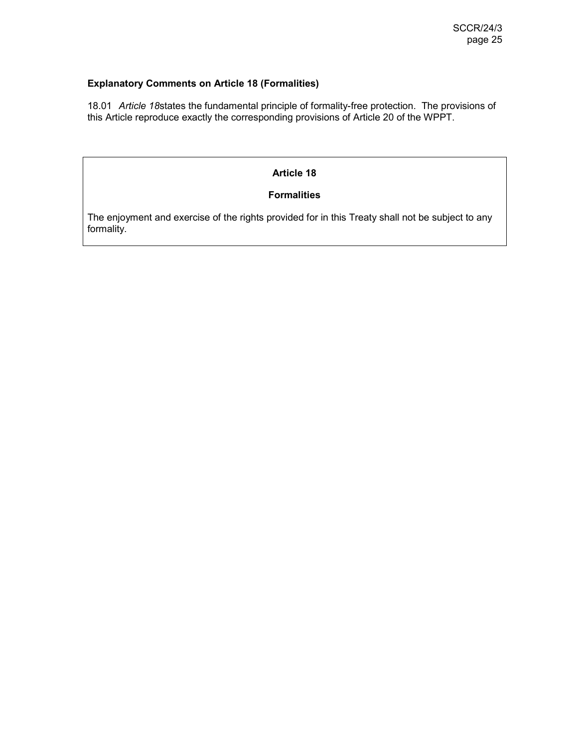**Explanatory Comments on Article 18 (Formalities)**

18.01 *Article 18*states the fundamental principle of formality-free protection. The provisions of this Article reproduce exactly the corresponding provisions of Article 20 of the WPPT.

**Article 18**

**Formalities**

The enjoyment and exercise of the rights provided for in this Treaty shall not be subject to any formality.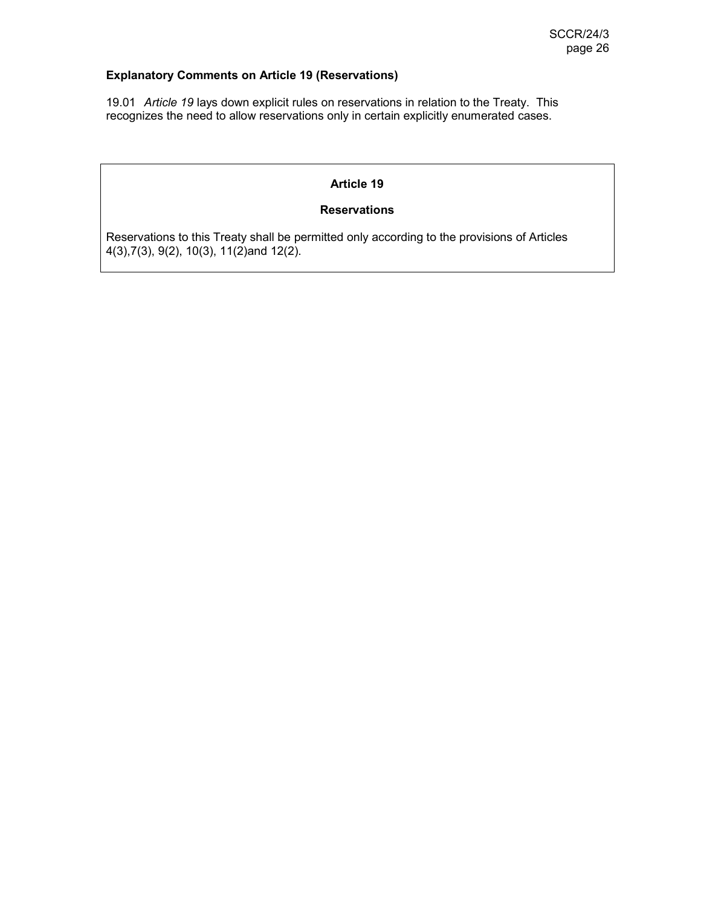**Explanatory Comments on Article 19 (Reservations)**

19.01 *Article 19* lays down explicit rules on reservations in relation to the Treaty. This recognizes the need to allow reservations only in certain explicitly enumerated cases.

**Article 19**

**Reservations**

Reservations to this Treaty shall be permitted only according to the provisions of Articles 4(3),7(3), 9(2), 10(3), 11(2)and 12(2).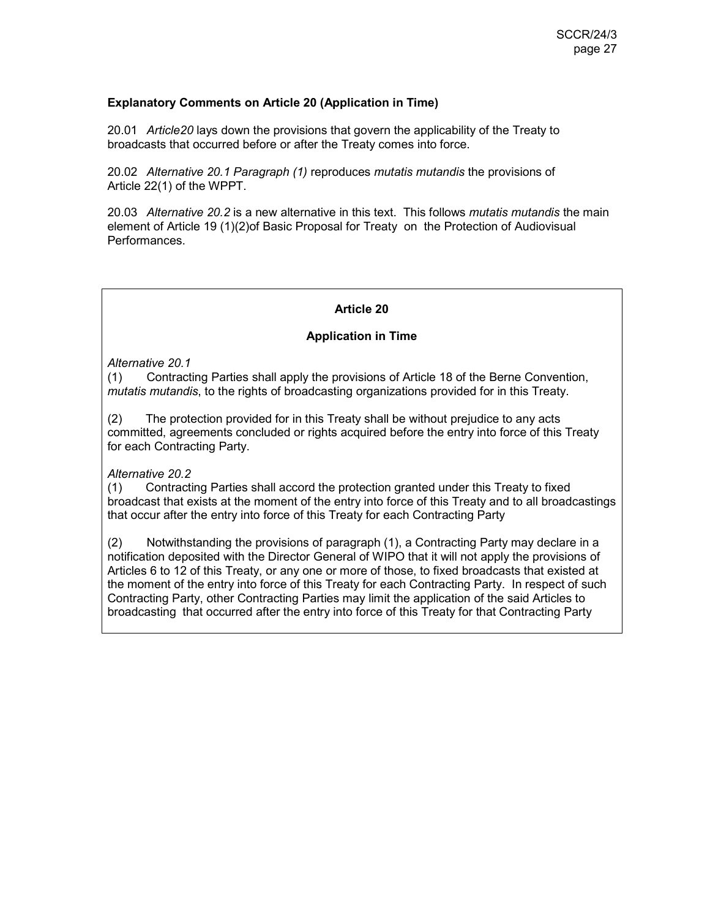**Explanatory Comments on Article 20 (Application in Time)**

20.01 *Article20* lays down the provisions that govern the applicability of the Treaty to broadcasts that occurred before or after the Treaty comes into force.

20.02 *Alternative 20.1 Paragraph (1)* reproduces *mutatis mutandis* the provisions of Article 22(1) of the WPPT.

20.03 *Alternative 20.2* is a new alternative in this text. This follows *mutatis mutandis* the main element of Article 19 (1)(2)of Basic Proposal for Treaty on the Protection of Audiovisual Performances.

**Article 20**

**Application in Time**

*Alternative 20.1*

(1) Contracting Parties shall apply the provisions of Article 18 of the Berne Convention, *mutatis mutandis*, to the rights of broadcasting organizations provided for in this Treaty.

(2) The protection provided for in this Treaty shall be without prejudice to any acts committed, agreements concluded or rights acquired before the entry into force of this Treaty for each Contracting Party.

*Alternative 20.2*

(1) Contracting Parties shall accord the protection granted under this Treaty to fixed broadcast that exists at the moment of the entry into force of this Treaty and to all broadcastings that occur after the entry into force of this Treaty for each Contracting Party

(2) Notwithstanding the provisions of paragraph (1), a Contracting Party may declare in a notification deposited with the Director General of WIPO that it will not apply the provisions of Articles 6 to 12 of this Treaty, or any one or more of those, to fixed broadcasts that existed at the moment of the entry into force of this Treaty for each Contracting Party. In respect of such Contracting Party, other Contracting Parties may limit the application of the said Articles to broadcasting that occurred after the entry into force of this Treaty for that Contracting Party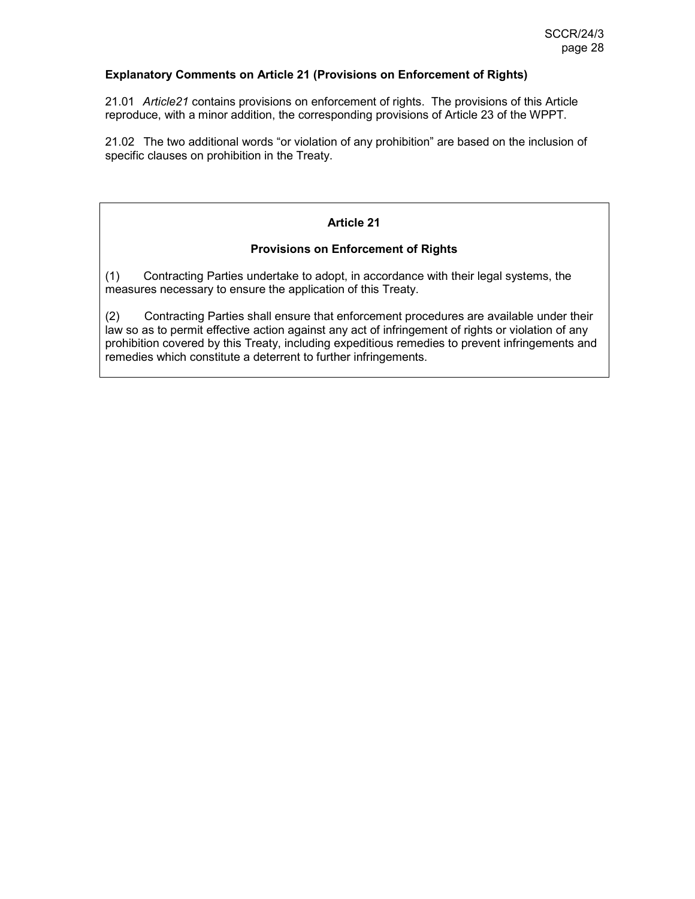**Explanatory Comments on Article 21 (Provisions on Enforcement of Rights)**

21.01 *Article21* contains provisions on enforcement of rights. The provisions of this Article reproduce, with a minor addition, the corresponding provisions of Article 23 of the WPPT.

21.02 The two additional words "or violation of any prohibition" are based on the inclusion of specific clauses on prohibition in the Treaty.

**Article 21**

**Provisions on Enforcement of Rights**

(1) Contracting Parties undertake to adopt, in accordance with their legal systems, the measures necessary to ensure the application of this Treaty.

(2) Contracting Parties shall ensure that enforcement procedures are available under their law so as to permit effective action against any act of infringement of rights or violation of any prohibition covered by this Treaty, including expeditious remedies to prevent infringements and remedies which constitute a deterrent to further infringements.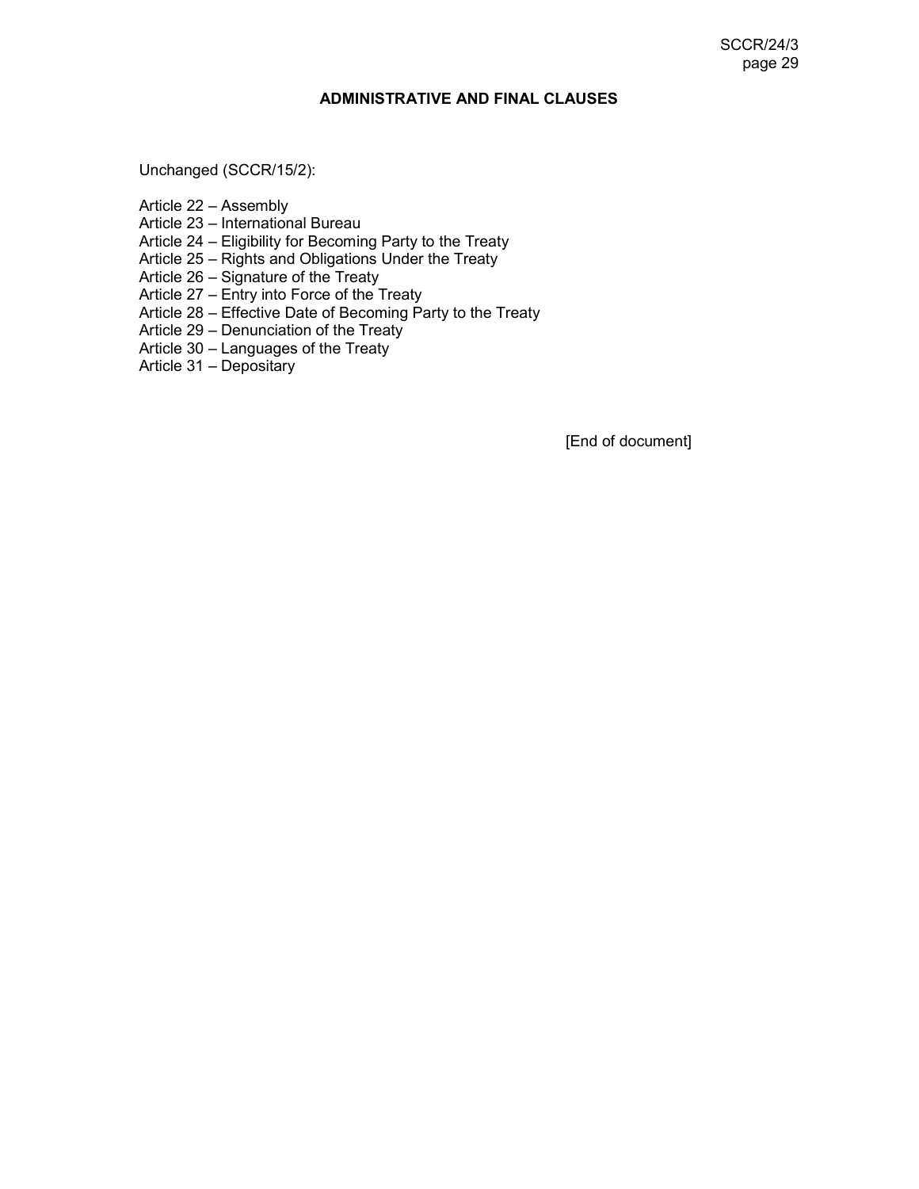## ADMINISTRATIVE AND FINAL CLAUSES

Unchanged (SCCR/15/2):

Article 22 – Assembly
Article 23 – International Bureau
Article 24 – Eligibility for Becoming Party to the Treaty
Article 25 – Rights and Obligations Under the Treaty
Article 26 – Signature of the Treaty
Article 27 – Entry into Force of the Treaty
Article 28 – Effective Date of Becoming Party to the Treaty
Article 29 – Denunciation of the Treaty
Article 30 – Languages of the Treaty
Article 31 – Depositary

[End of document]